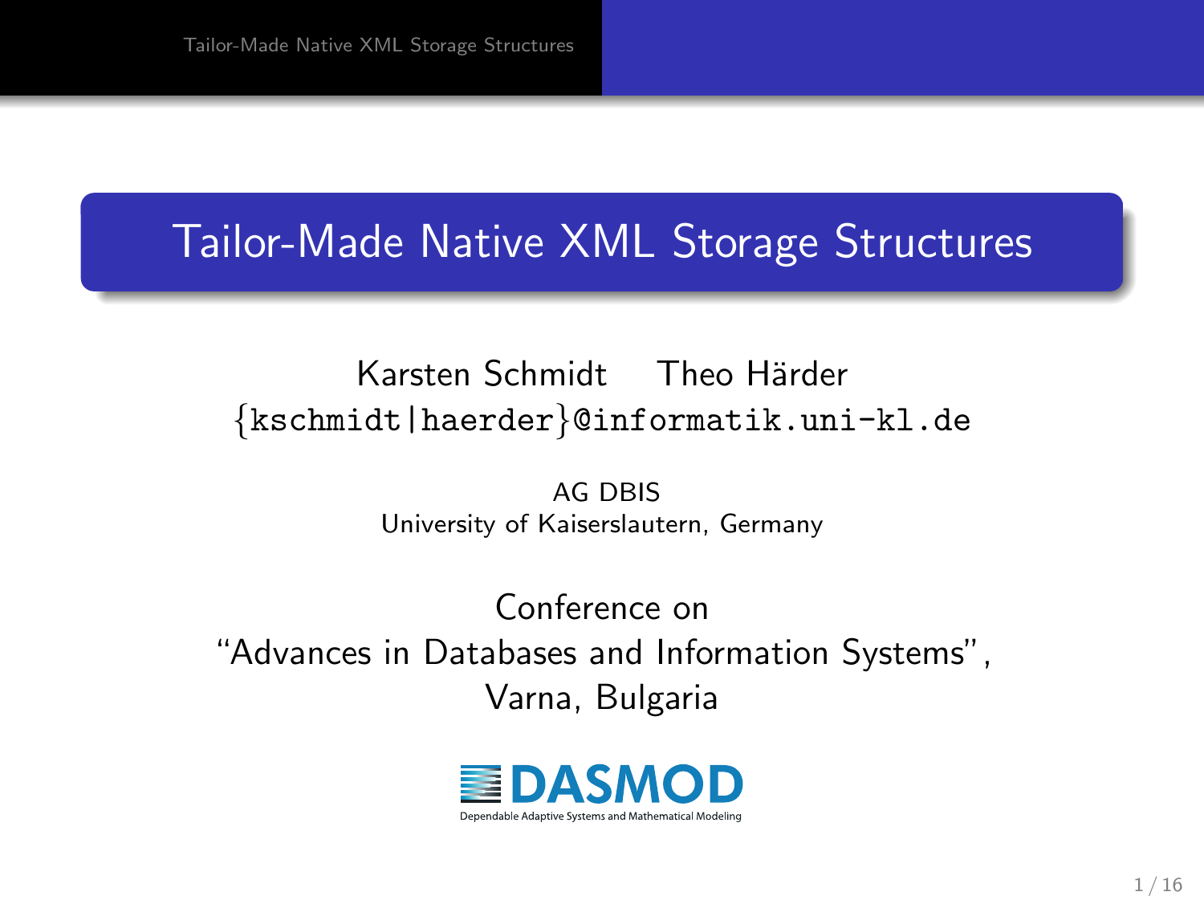# Tailor-Made Native XML Storage Structures

Karsten Schmidt    Theo Härder

{kschmidt|haerder}@informatik.uni-kl.de

AG DBIS

University of Kaiserslautern, Germany

Conference on

"Advances in Databases and Information Systems",

Varna, Bulgaria

DASMOD

Dependable Adaptive Systems and Mathematical Modeling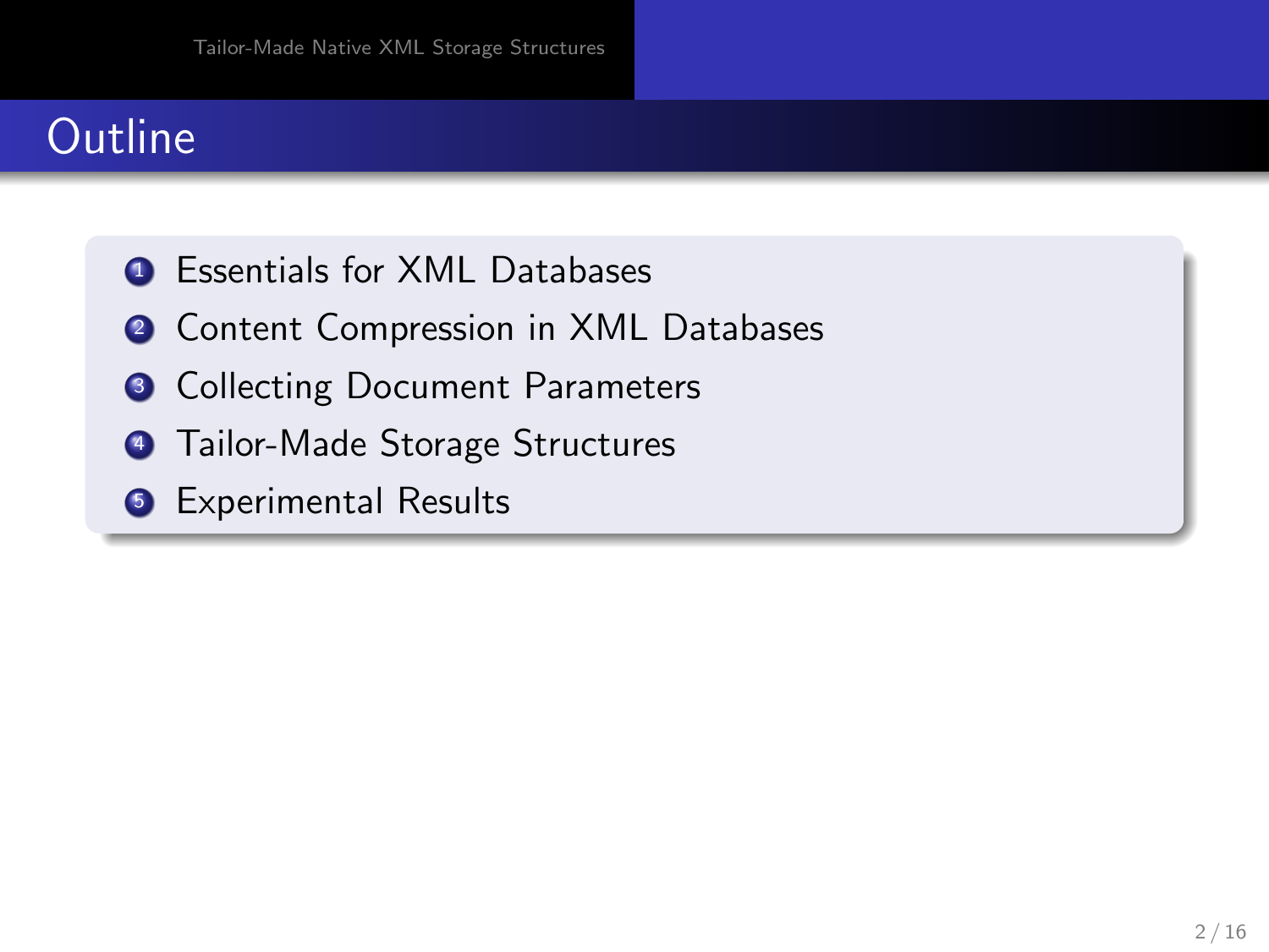# Outline

1. Essentials for XML Databases
2. Content Compression in XML Databases
3. Collecting Document Parameters
4. Tailor-Made Storage Structures
5. Experimental Results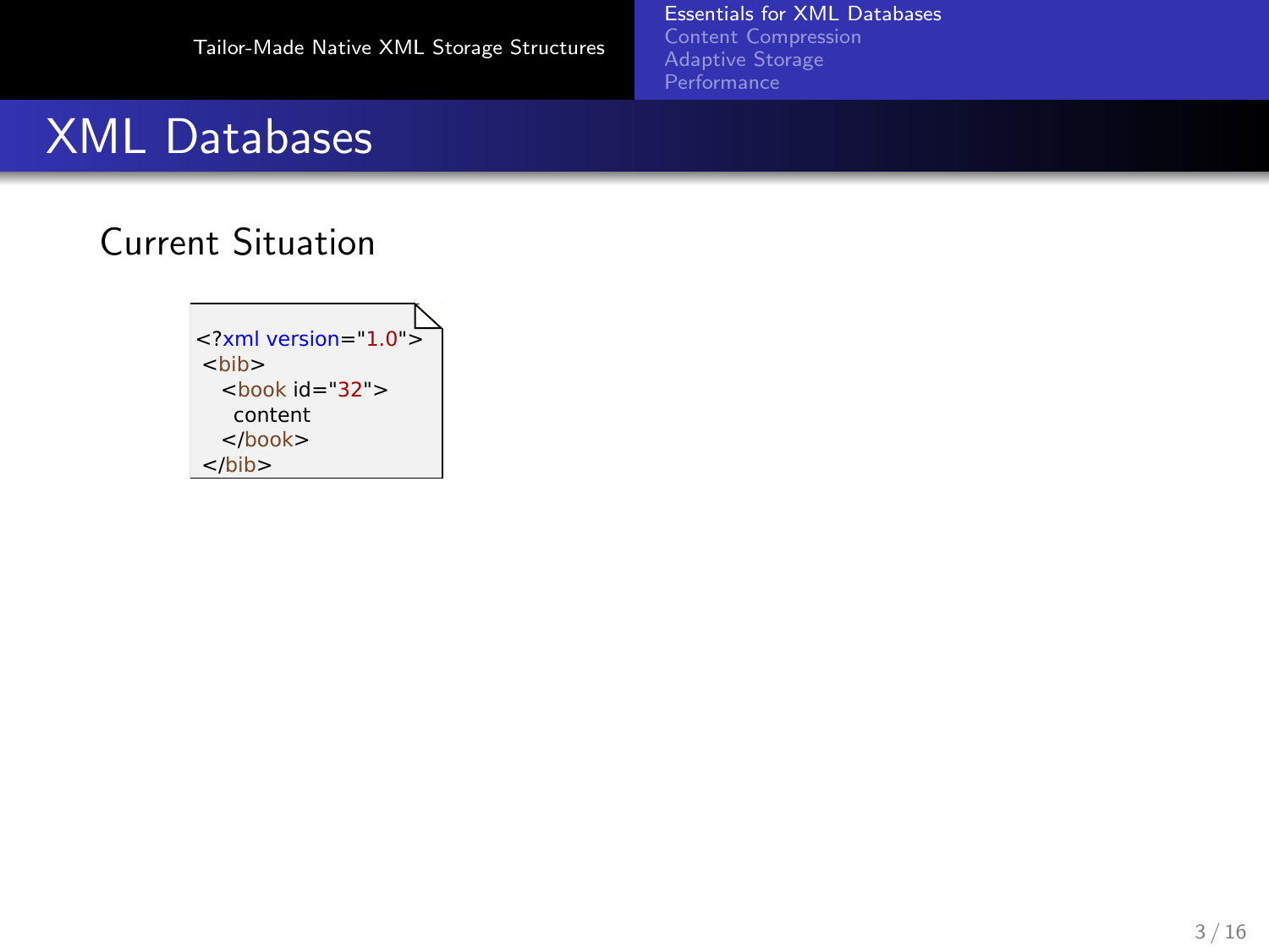# XML Databases

## Current Situation

```
<?xml version="1.0">
 <bib>
   <book id="32">
     content
   </book>
 </bib>
```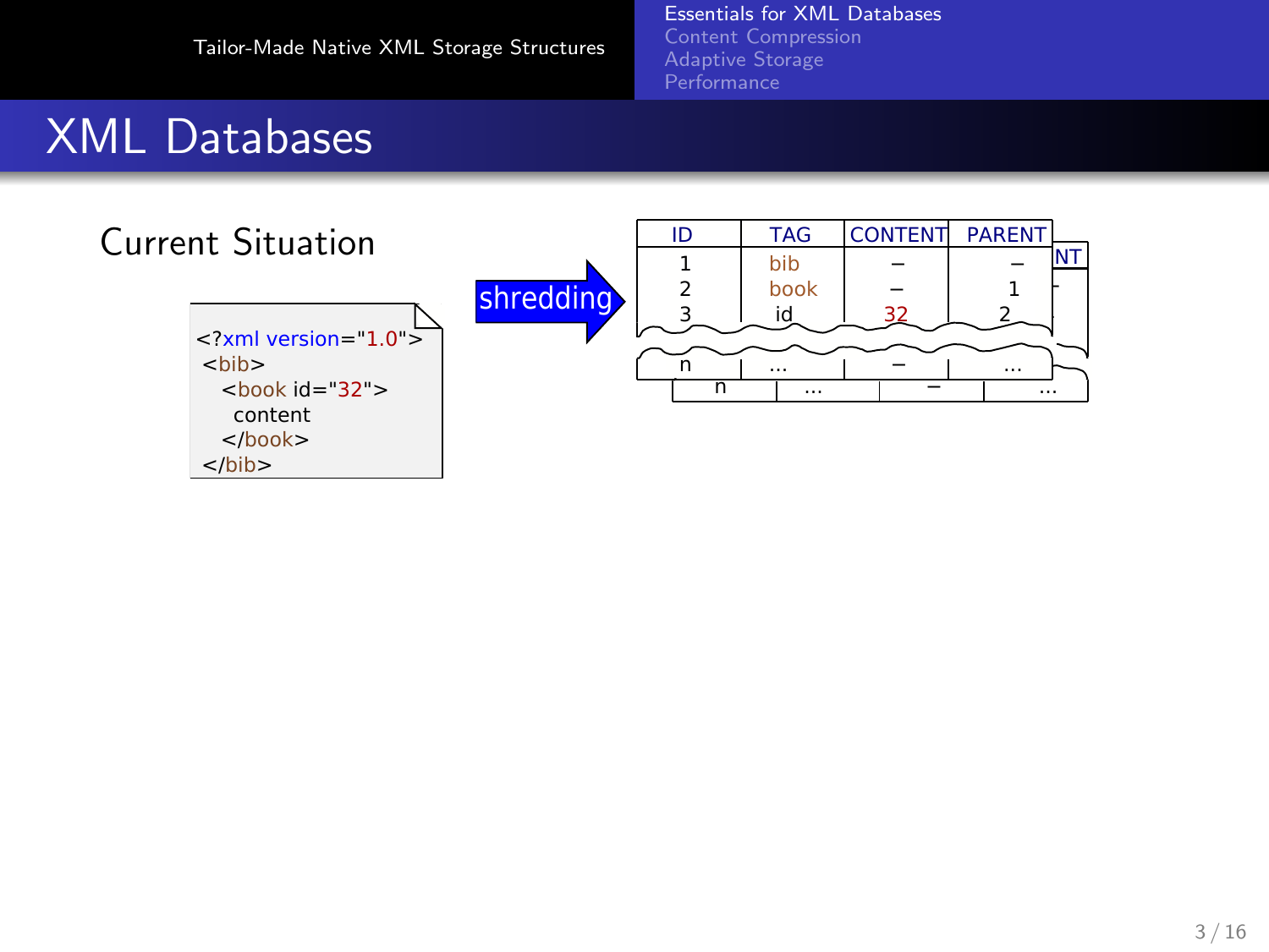# XML Databases

## Current Situation

```
<?xml version="1.0">
<bib>
  <book id="32">
    content
  </book>
</bib>
```

shredding

| ID | TAG | CONTENT | PARENT |
|---|---|---|---|
| 1 | bib | – | – |
| 2 | book | – | 1 |
| 3 | id | 32 | 2 |
| n | ... | – | ... |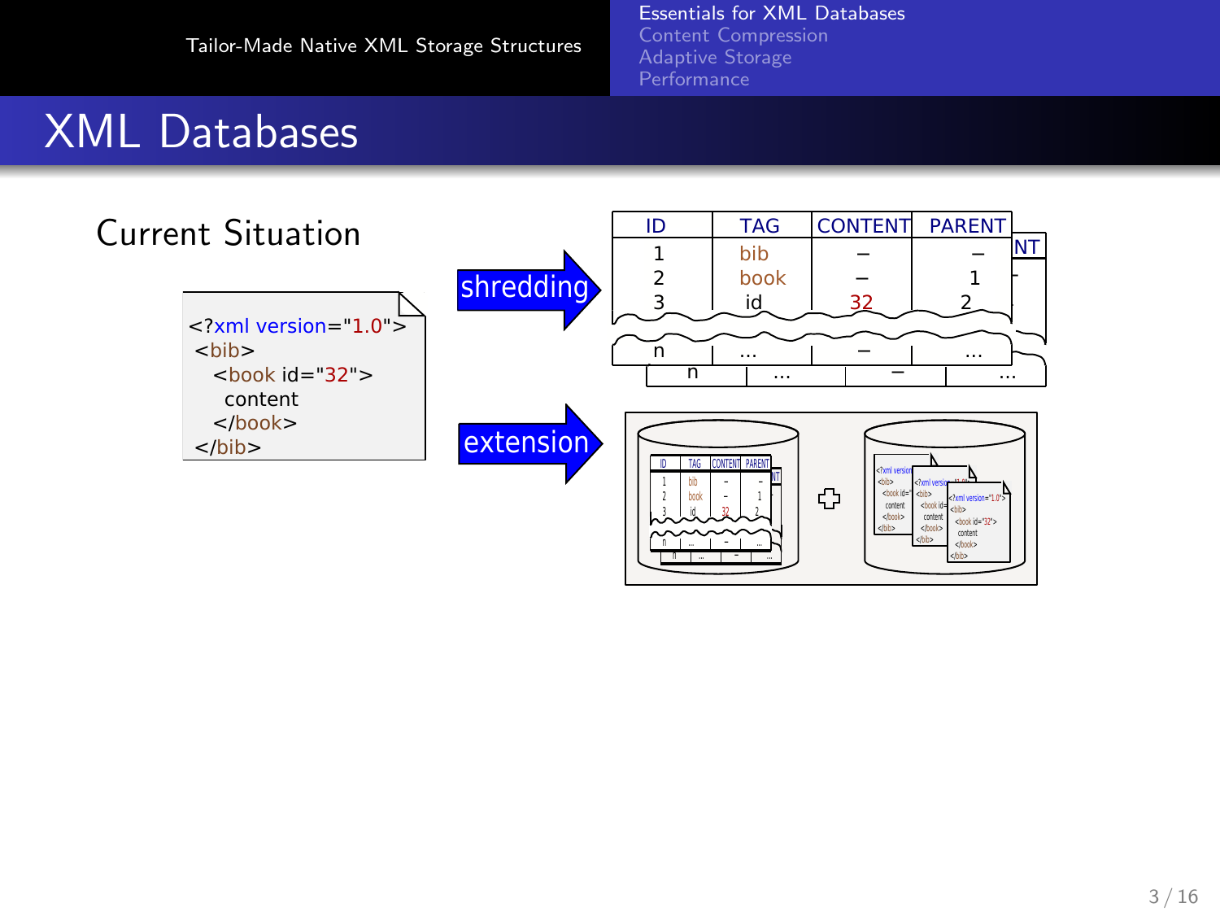# XML Databases

## Current Situation

```
<?xml version="1.0">
 <bib>
   <book id="32">
     content
   </book>
 </bib>
```

shredding

| ID | TAG | CONTENT | PARENT |
|---|---|---|---|
| 1 | bib | – | – |
| 2 | book | – | 1 |
| 3 | id | 32 | 2 |
| n | ... | – | ... |

extension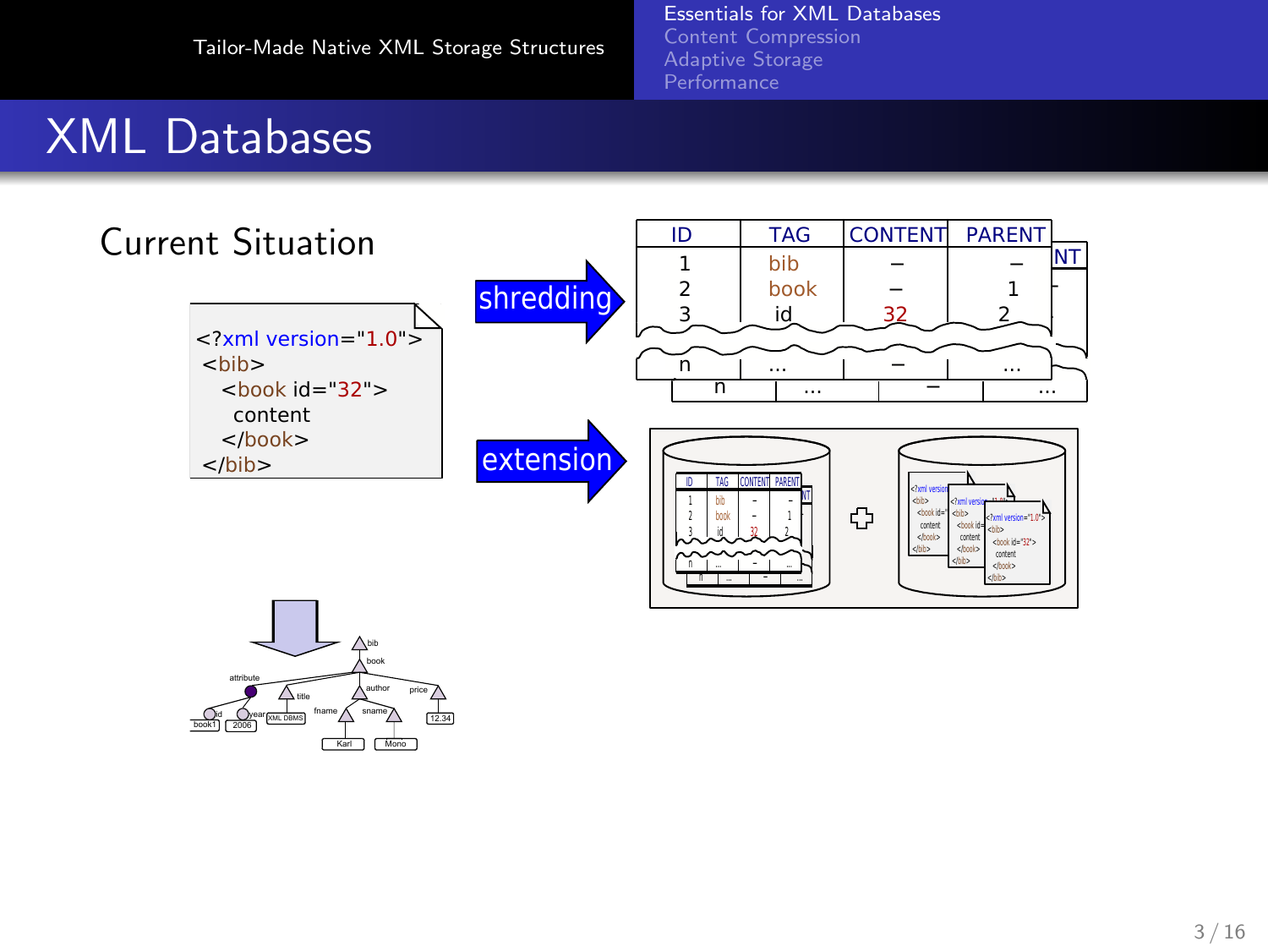# XML Databases

## Current Situation

```
<?xml version="1.0">
 <bib>
   <book id="32">
     content
   </book>
 </bib>
```

shredding

| ID | TAG | CONTENT | PARENT |
|---|---|---|---|
| 1 | bib | – | – |
| 2 | book | – | 1 |
| 3 | id | 32 | 2 |
| n | ... | – | ... |

extension

| ID | TAG | CONTENT | PARENT |
|---|---|---|---|
| 1 | bib | – | – |
| 2 | book | – | 1 |
| 3 | id | 32 | 2 |
| n | ... | – | ... |

+

```
<?xml version="1.0">
 <bib>
   <book id="32">
     content
   </book>
 </bib>
```

bib
book
attribute
title
author
price
id
year
fname
sname
book1
2006
XML DBMS
12.34
Karl
Mono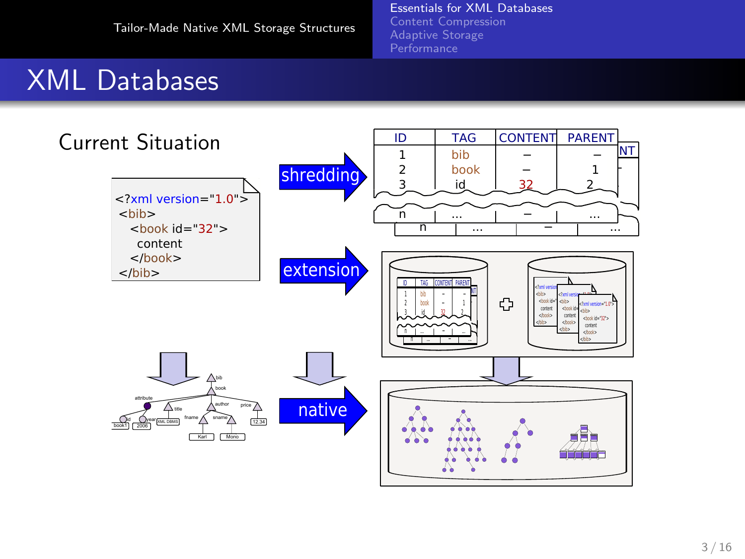# XML Databases

## Current Situation

```
<?xml version="1.0">
<bib>
  <book id="32">
    content
  </book>
</bib>
```

shredding

| ID | TAG | CONTENT | PARENT |
|---|---|---|---|
| 1 | bib | – | – |
| 2 | book | – | 1 |
| 3 | id | 32 | 2 |
| n | ... | – | ... |

extension

native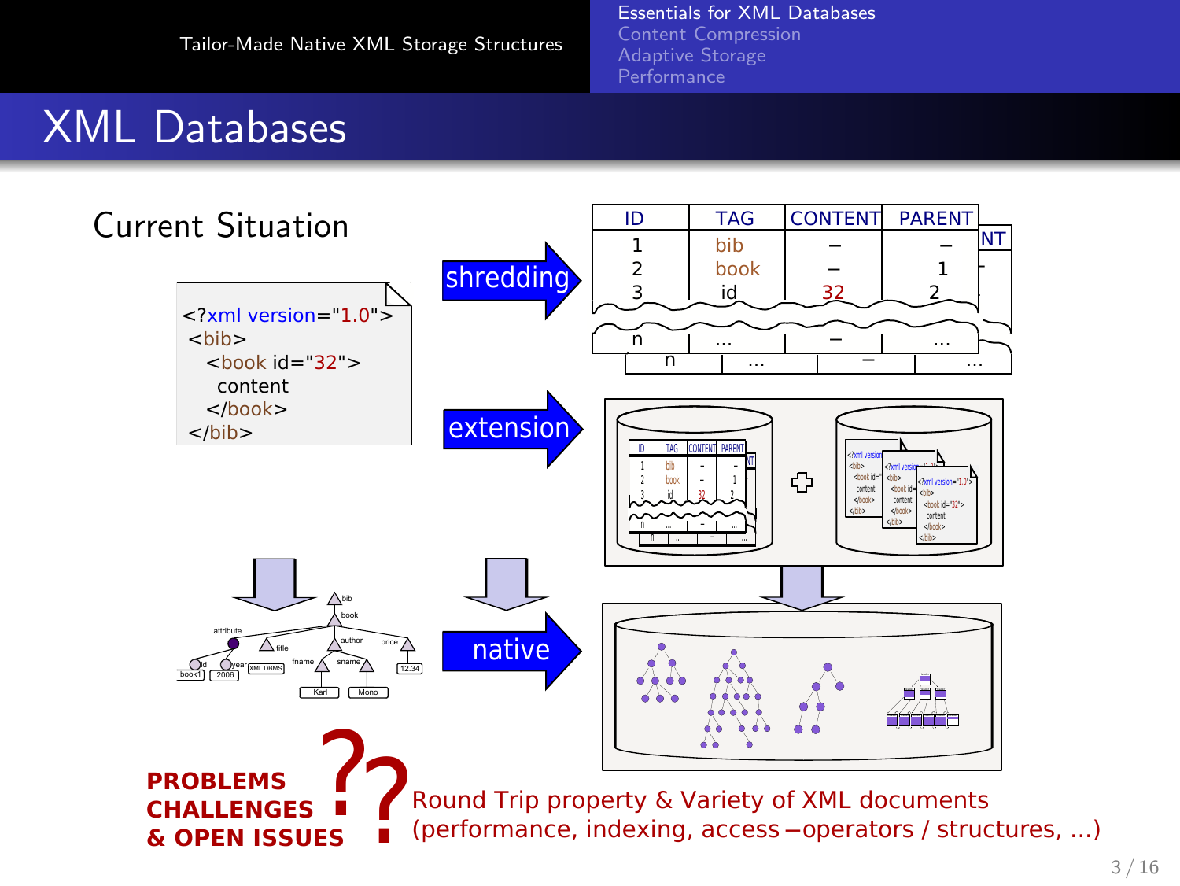# XML Databases

## Current Situation

```
<?xml version="1.0">
<bib>
  <book id="32">
    content
  </book>
</bib>
```

shredding

| ID | TAG | CONTENT | PARENT |
|---|---|---|---|
| 1 | bib | – | – |
| 2 | book | – | 1 |
| 3 | id | 32 | 2 |
| n | ... | – | ... |

extension

native

**PROBLEMS CHALLENGES & OPEN ISSUES ??**

Round Trip property & Variety of XML documents (performance, indexing, access−operators / structures, ...)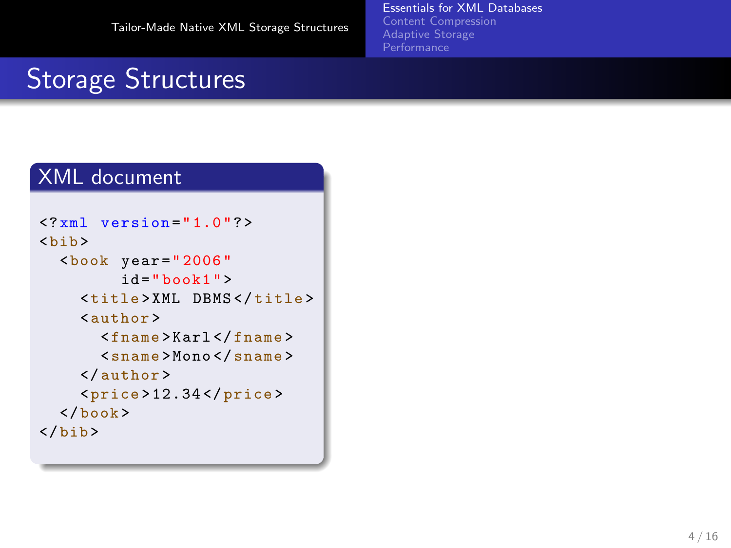# Storage Structures

## XML document

```xml
<?xml version="1.0"?>
<bib>
  <book year="2006"
        id="book1">
    <title>XML DBMS</title>
    <author>
      <fname>Karl</fname>
      <sname>Mono</sname>
    </author>
    <price>12.34</price>
  </book>
</bib>
```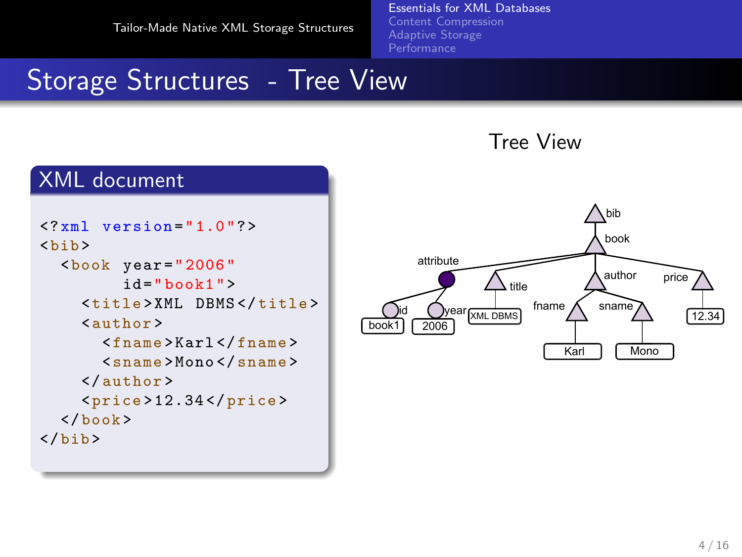## Storage Structures - Tree View

### XML document

```
<?xml version="1.0"?>
<bib>
  <book year="2006"
        id="book1">
    <title>XML DBMS</title>
    <author>
      <fname>Karl</fname>
      <sname>Mono</sname>
    </author>
    <price>12.34</price>
  </book>
</bib>
```

### Tree View

bib
book
attribute
title
author
price
id
year
fname
sname
book1
2006
XML DBMS
12.34
Karl
Mono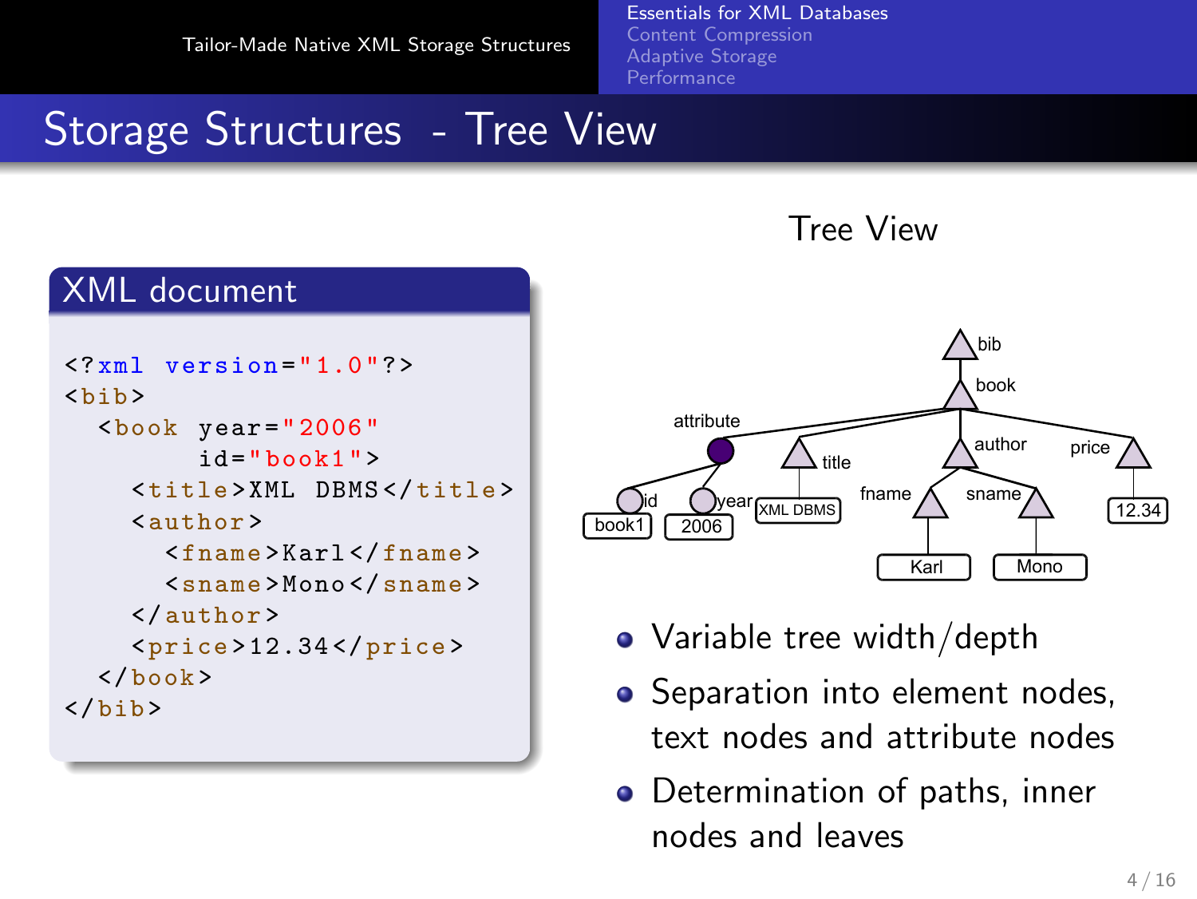# Storage Structures - Tree View

## XML document

```
<?xml version="1.0"?>
<bib>
  <book year="2006"
        id="book1">
    <title>XML DBMS</title>
    <author>
      <fname>Karl</fname>
      <sname>Mono</sname>
    </author>
    <price>12.34</price>
  </book>
</bib>
```

## Tree View

- Variable tree width/depth
- Separation into element nodes, text nodes and attribute nodes
- Determination of paths, inner nodes and leaves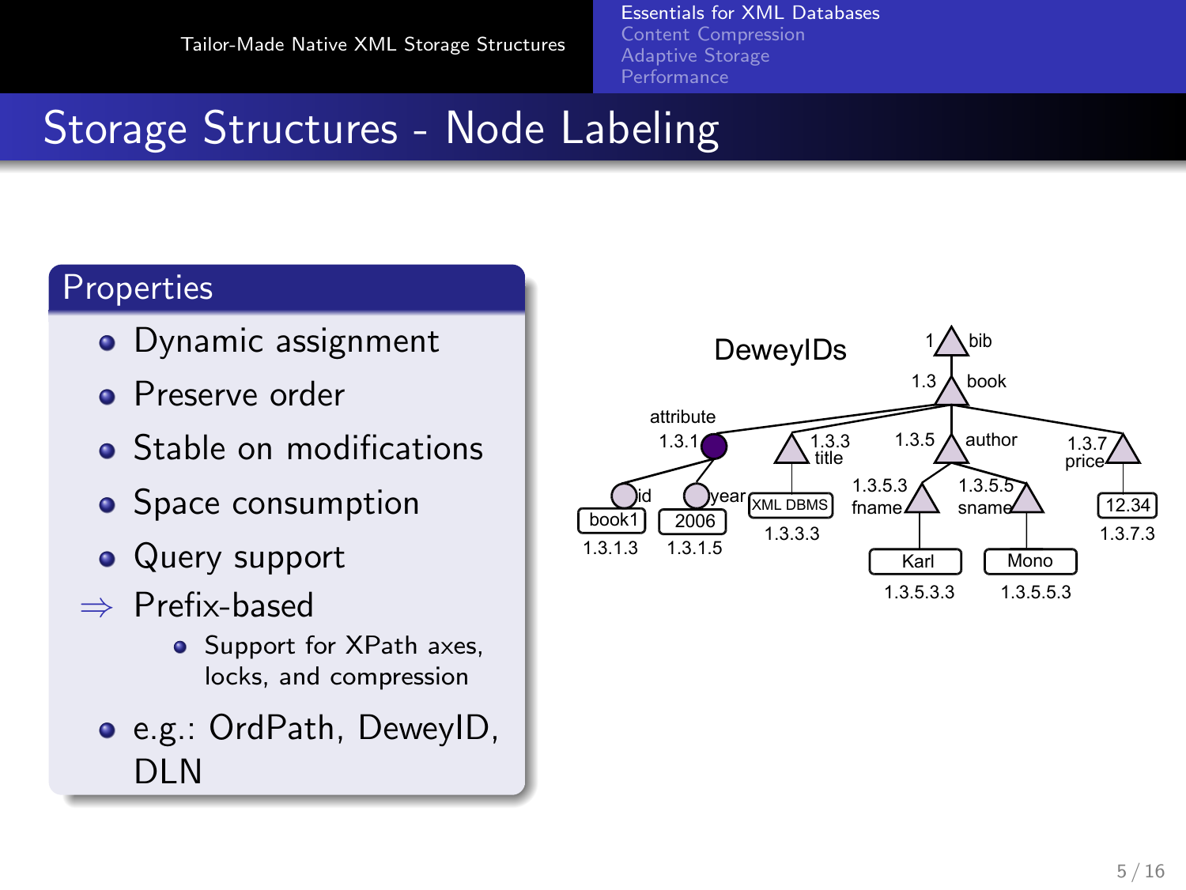# Storage Structures - Node Labeling

## Properties

- Dynamic assignment
- Preserve order
- Stable on modifications
- Space consumption
- Query support

⇒ Prefix-based

- Support for XPath axes, locks, and compression

- e.g.: OrdPath, DeweyID, DLN

DeweyIDs

1 bib
1.3 book
attribute 1.3.1
1.3.3 title
1.3.5 author
1.3.7 price
id
year
1.3.5.3 fname
1.3.5.5 sname
book1 1.3.1.3
2006 1.3.1.5
XML DBMS 1.3.3.3
Karl 1.3.5.3.3
Mono 1.3.5.5.3
12.34 1.3.7.3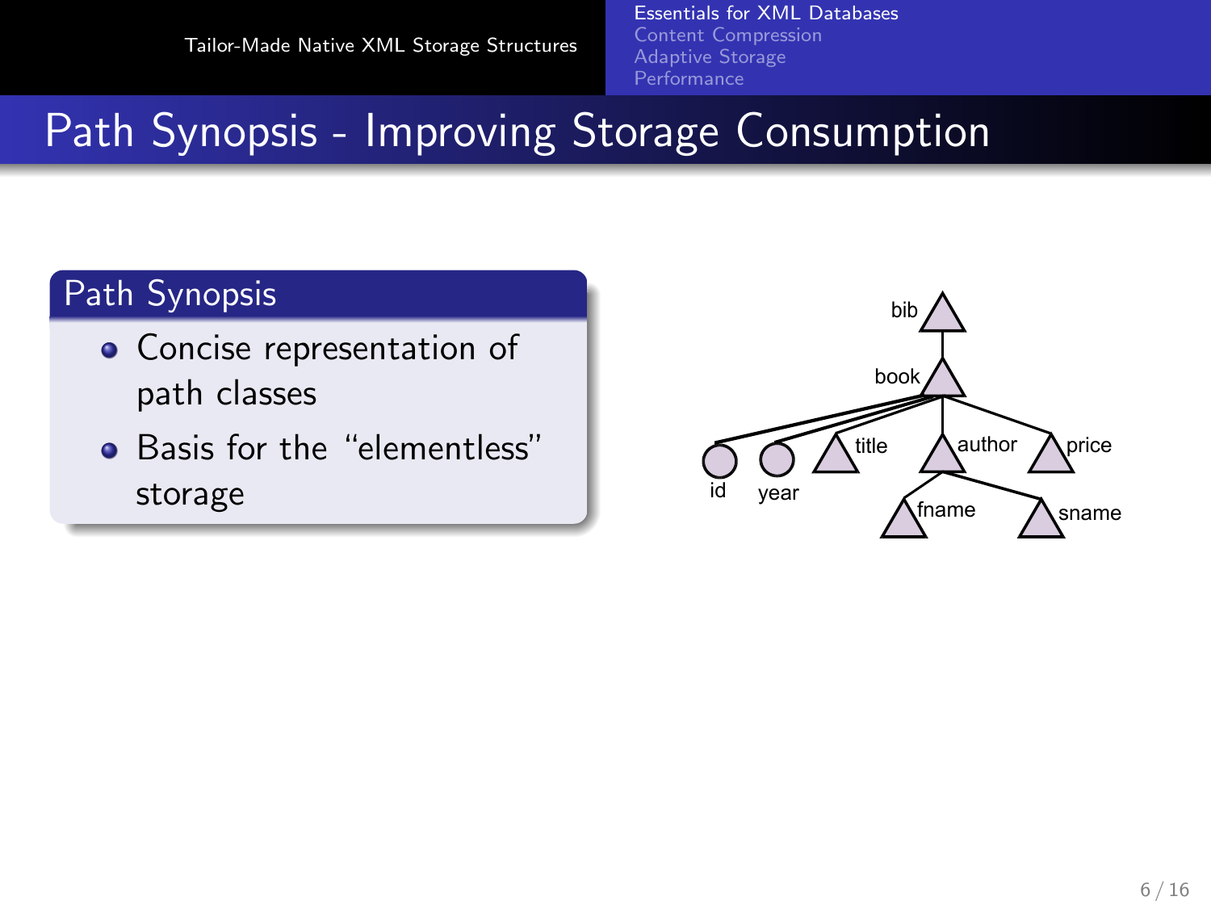# Path Synopsis - Improving Storage Consumption

## Path Synopsis

- Concise representation of path classes
- Basis for the "elementless" storage

bib

book

id

year

title

author

price

fname

sname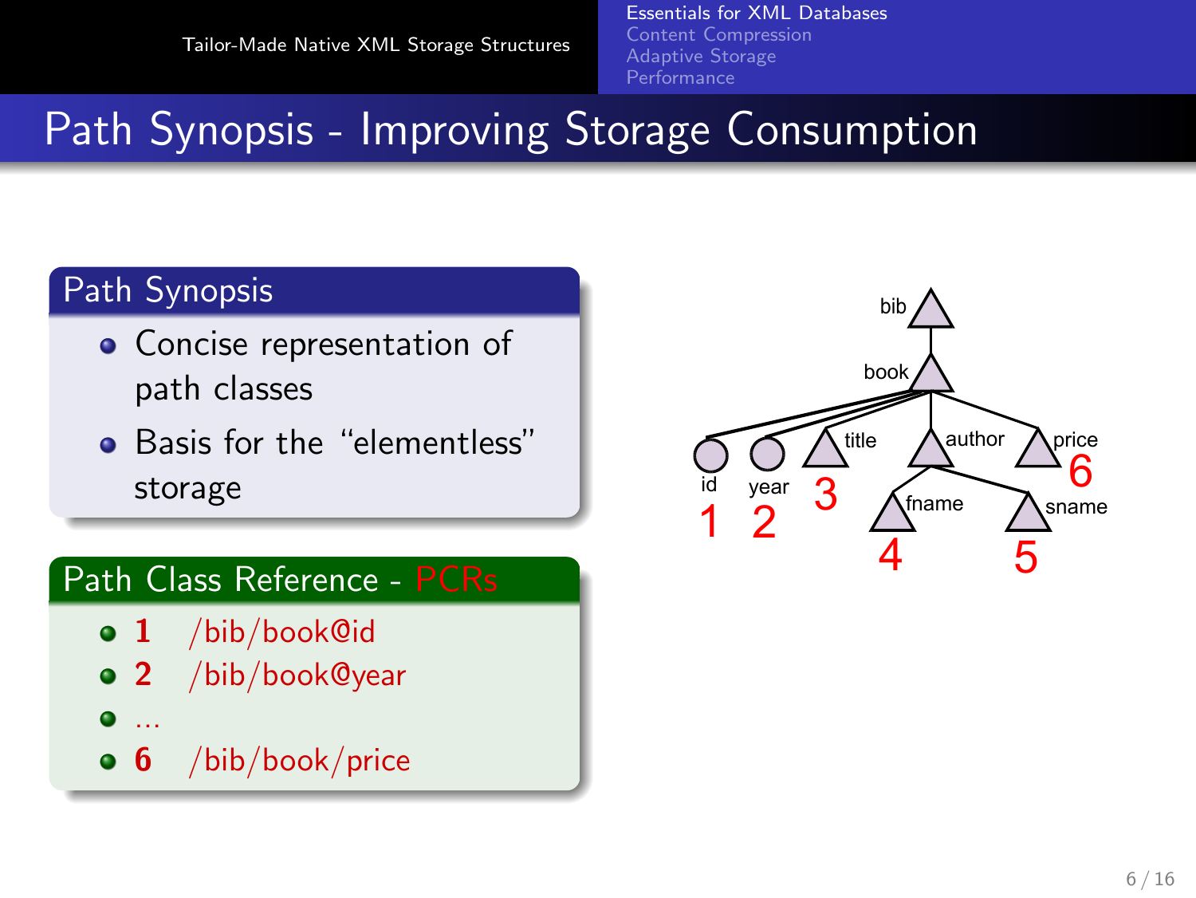# Path Synopsis - Improving Storage Consumption

## Path Synopsis

- Concise representation of path classes
- Basis for the "elementless" storage

## Path Class Reference - PCRs

- **1** /bib/book@id
- **2** /bib/book@year
- ...
- **6** /bib/book/price

bib

book

id

year

title

author

price

fname

sname

1 2 3 4 5 6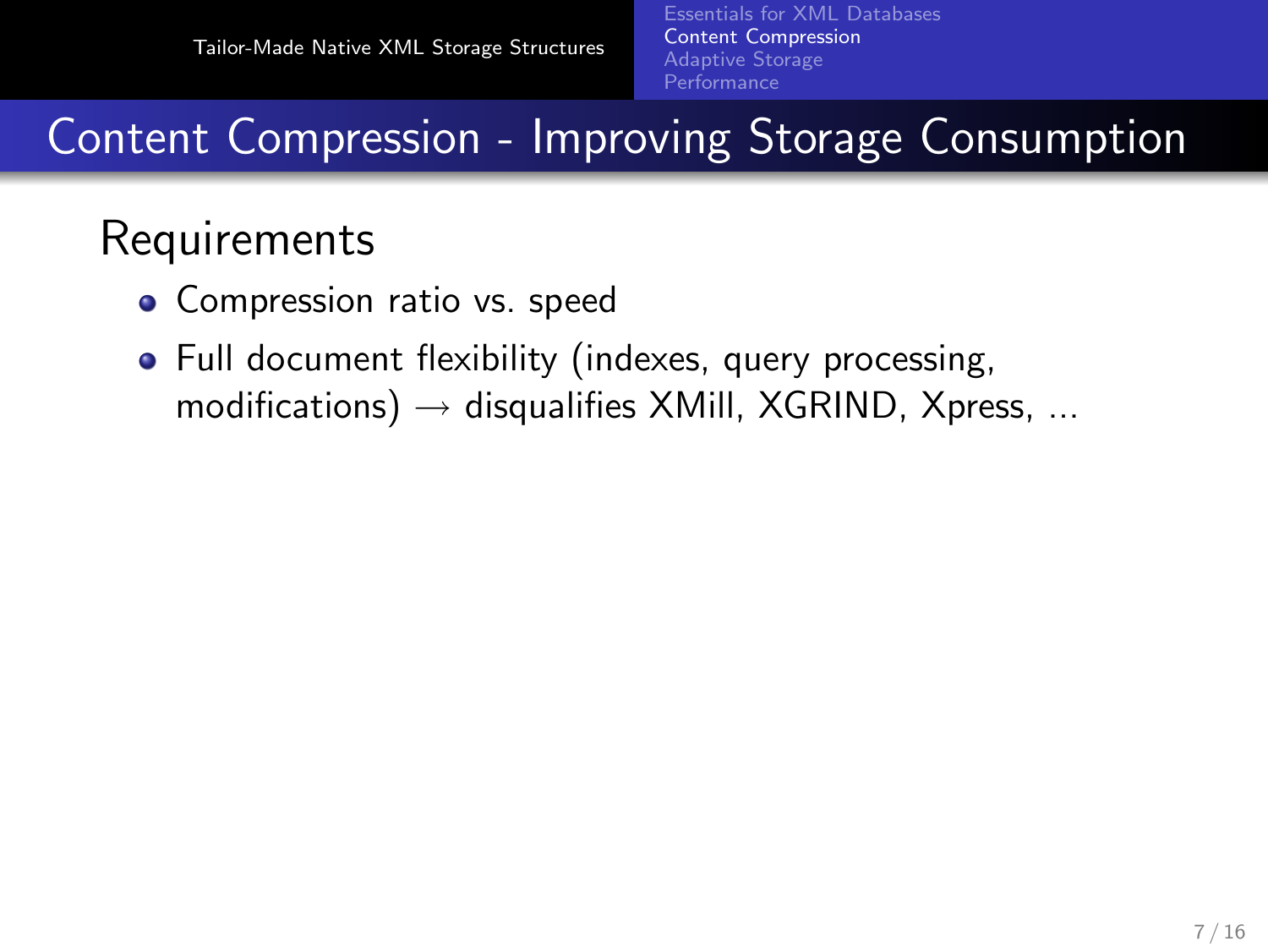# Content Compression - Improving Storage Consumption

## Requirements

- Compression ratio vs. speed
- Full document flexibility (indexes, query processing, modifications) → disqualifies XMill, XGRIND, Xpress, ...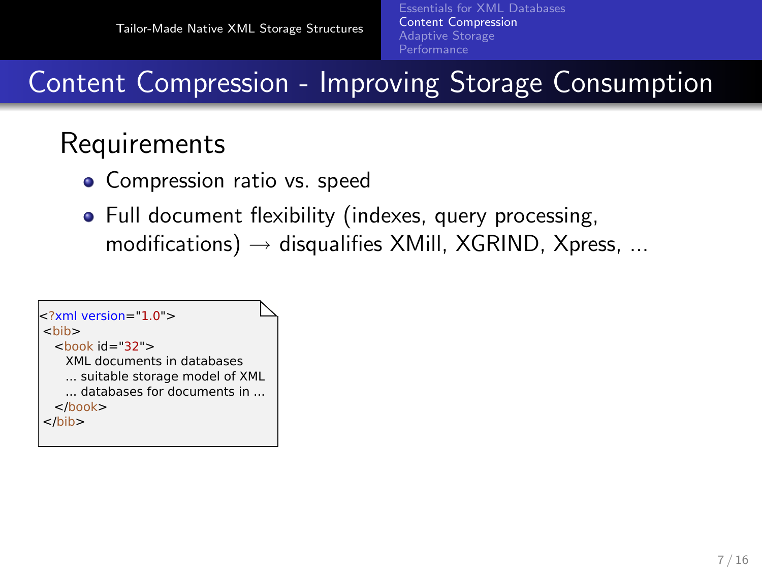# Content Compression - Improving Storage Consumption

## Requirements

- Compression ratio vs. speed
- Full document flexibility (indexes, query processing, modifications) → disqualifies XMill, XGRIND, Xpress, ...

```
<?xml version="1.0">
<bib>
  <book id="32">
    XML documents in databases
    ... suitable storage model of XML
    ... databases for documents in ...
  </book>
</bib>
```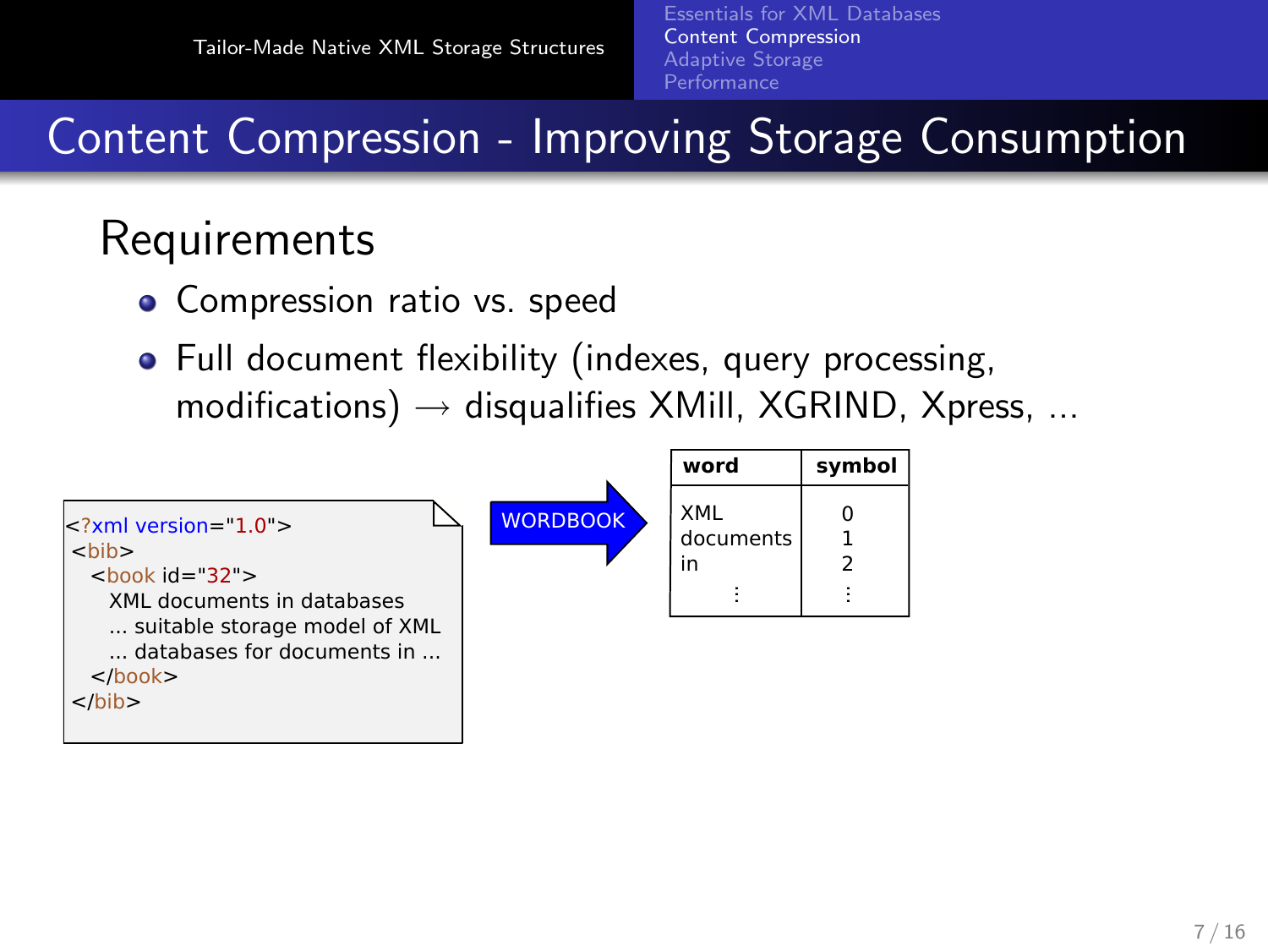# Content Compression - Improving Storage Consumption

## Requirements

- Compression ratio vs. speed
- Full document flexibility (indexes, query processing, modifications) → disqualifies XMill, XGRIND, Xpress, ...

```
<?xml version="1.0">
<bib>
  <book id="32">
    XML documents in databases
    ... suitable storage model of XML
    ... databases for documents in ...
  </book>
</bib>
```

WORDBOOK

| word | symbol |
|---|---|
| XML | 0 |
| documents | 1 |
| in | 2 |
| ⋮ | ⋮ |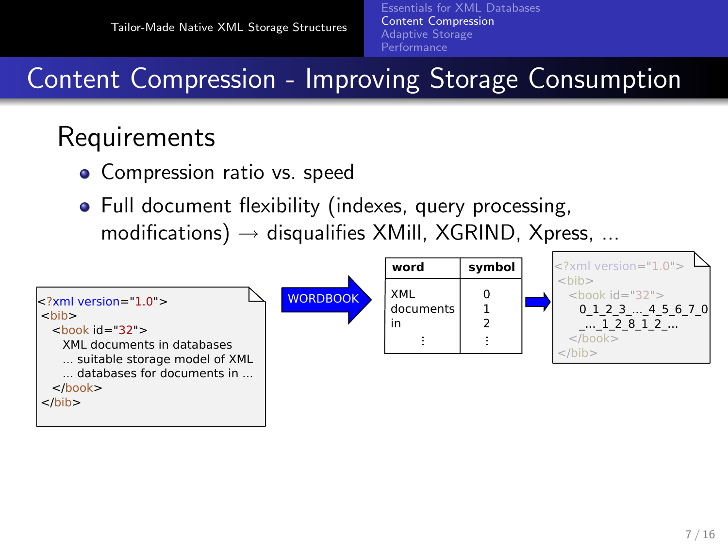# Content Compression - Improving Storage Consumption

## Requirements

- Compression ratio vs. speed
- Full document flexibility (indexes, query processing, modifications) → disqualifies XMill, XGRIND, Xpress, ...

```
<?xml version="1.0">
<bib>
  <book id="32">
    XML documents in databases
    ... suitable storage model of XML
    ... databases for documents in ...
  </book>
</bib>
```

WORDBOOK

| word | symbol |
|---|---|
| XML | 0 |
| documents | 1 |
| in | 2 |
| ⋮ | ⋮ |

```
<?xml version="1.0">
<bib>
  <book id="32">
    0_1_2_3_..._4_5_6_7_0
    _..._1_2_8_1_2_...
  </book>
</bib>
```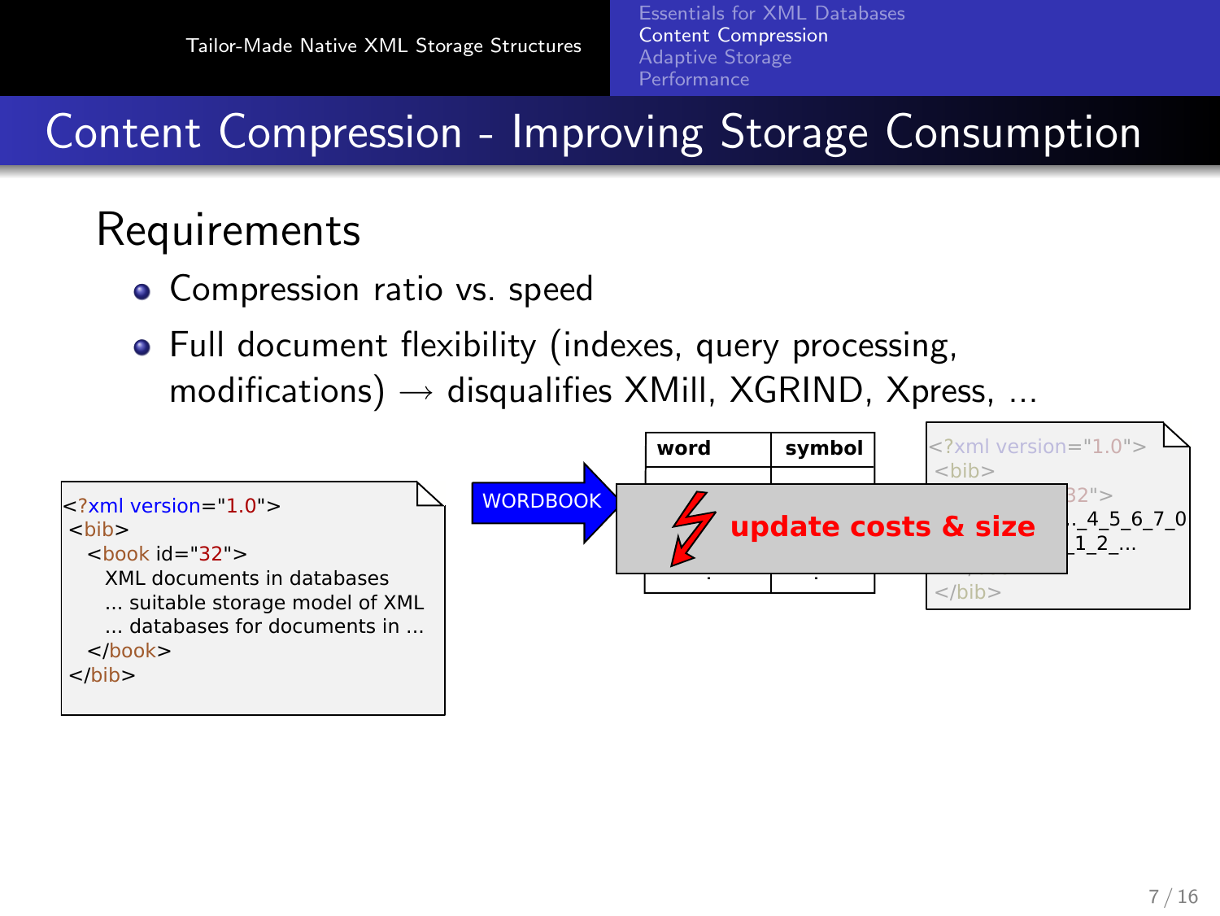# Content Compression - Improving Storage Consumption

## Requirements

- Compression ratio vs. speed
- Full document flexibility (indexes, query processing, modifications) → disqualifies XMill, XGRIND, Xpress, ...

```
<?xml version="1.0">
<bib>
  <book id="32">
    XML documents in databases
    ... suitable storage model of XML
    ... databases for documents in ...
  </book>
</bib>
```

WORDBOOK

| word | symbol |
| --- | --- |
| . | . |

update costs & size

```
<?xml version="1.0">
<bib>
32">
..._4_5_6_7_0
_1_2_...
</bib>
```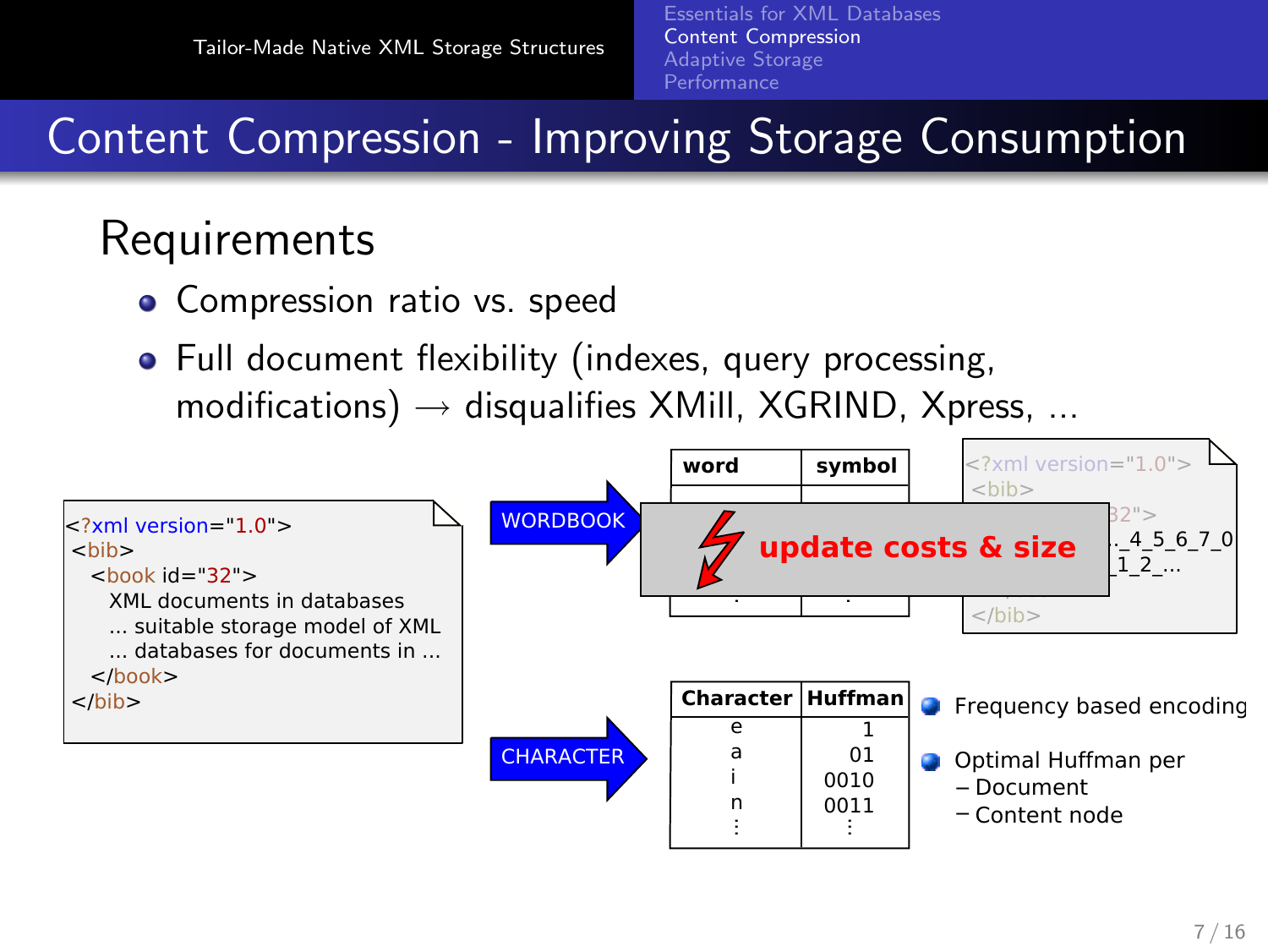# Content Compression - Improving Storage Consumption

## Requirements

- Compression ratio vs. speed
- Full document flexibility (indexes, query processing, modifications) → disqualifies XMill, XGRIND, Xpress, ...

```
<?xml version="1.0">
<bib>
  <book id="32">
    XML documents in databases
    ... suitable storage model of XML
    ... databases for documents in ...
  </book>
</bib>
```

WORDBOOK

| word | symbol |
|---|---|
| ⋮ | ⋮ |

update costs & size

```
<?xml version="1.0">
<bib>
  ...32">
  ..._4_5_6_7_0
  ..._1_2_...
</bib>
```

CHARACTER

| Character | Huffman |
|---|---|
| e | 1 |
| a | 01 |
| i | 0010 |
| n | 0011 |
| ⋮ | ⋮ |

- Frequency based encoding
- Optimal Huffman per
  - Document
  - Content node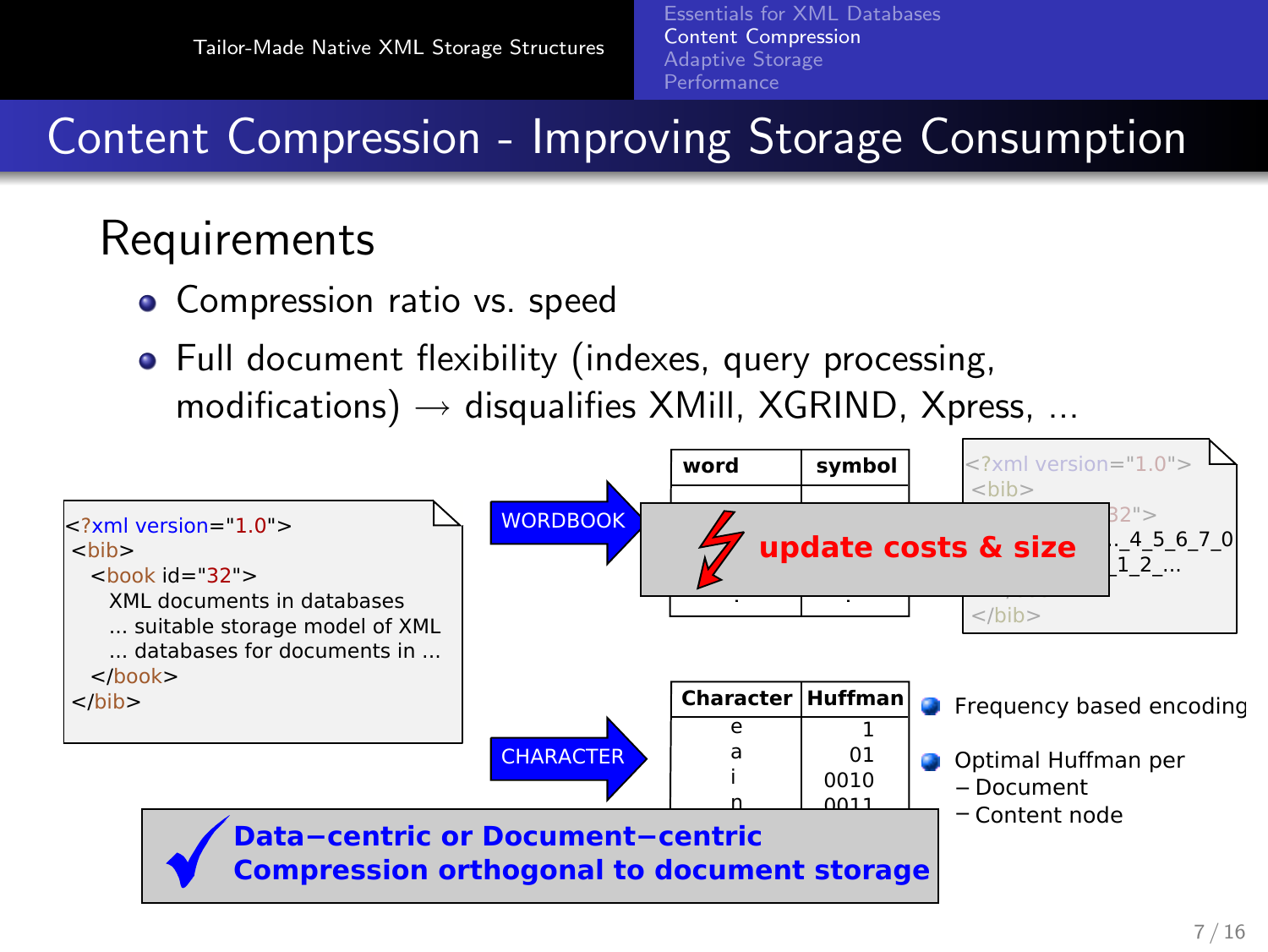# Content Compression - Improving Storage Consumption

## Requirements

- Compression ratio vs. speed
- Full document flexibility (indexes, query processing, modifications) → disqualifies XMill, XGRIND, Xpress, ...

```
<?xml version="1.0">
<bib>
  <book id="32">
    XML documents in databases
    ... suitable storage model of XML
    ... databases for documents in ...
  </book>
</bib>
```

WORDBOOK

| word | symbol |
|---|---|
| . | . |

update costs & size

```
<?xml version="1.0">
<bib>
  ...32">
  ..._4_5_6_7_0
  ..._1_2_...
</bib>
```

CHARACTER

| Character | Huffman |
|---|---|
| e | 1 |
| a | 01 |
| i | 0010 |
| n | 0011 |

- Frequency based encoding
- Optimal Huffman per
  - Document
  - Content node

**Data−centric or Document−centric**
**Compression orthogonal to document storage**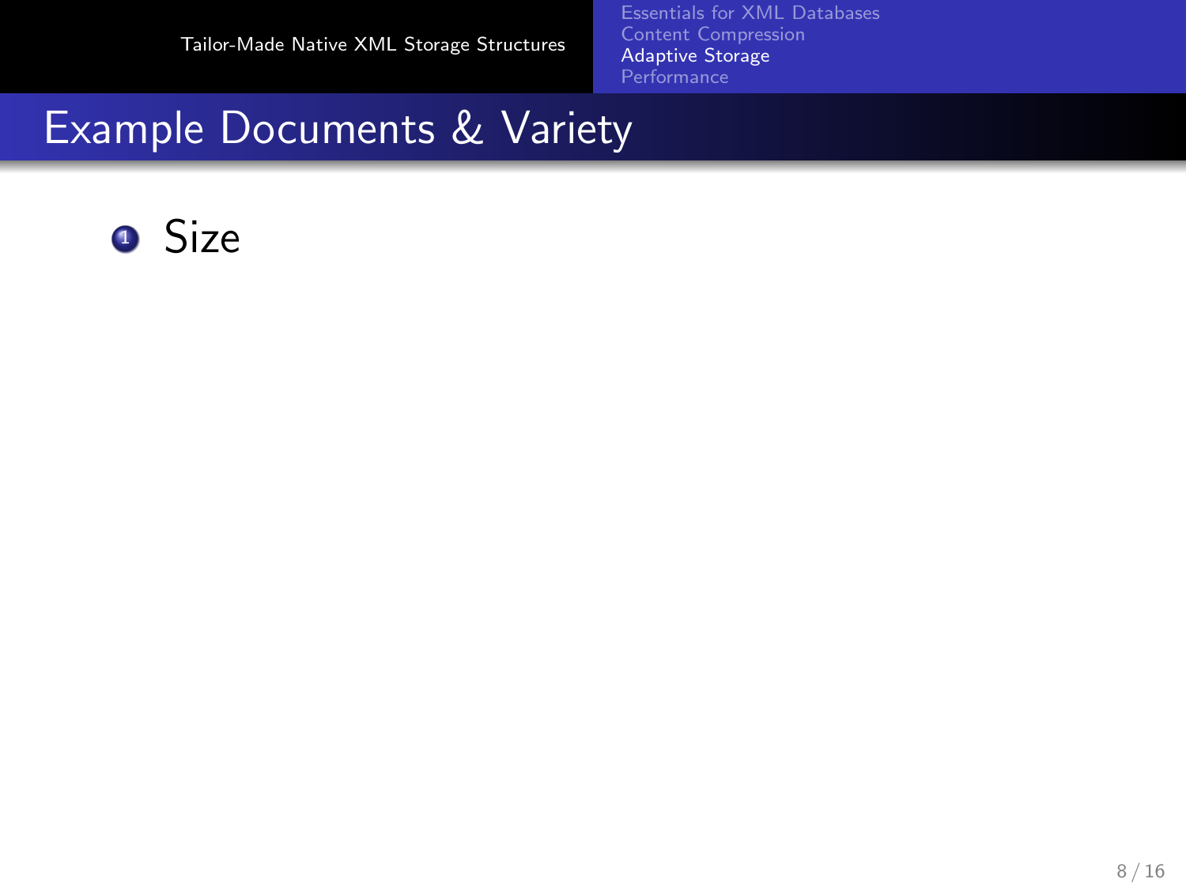# Example Documents & Variety

1. Size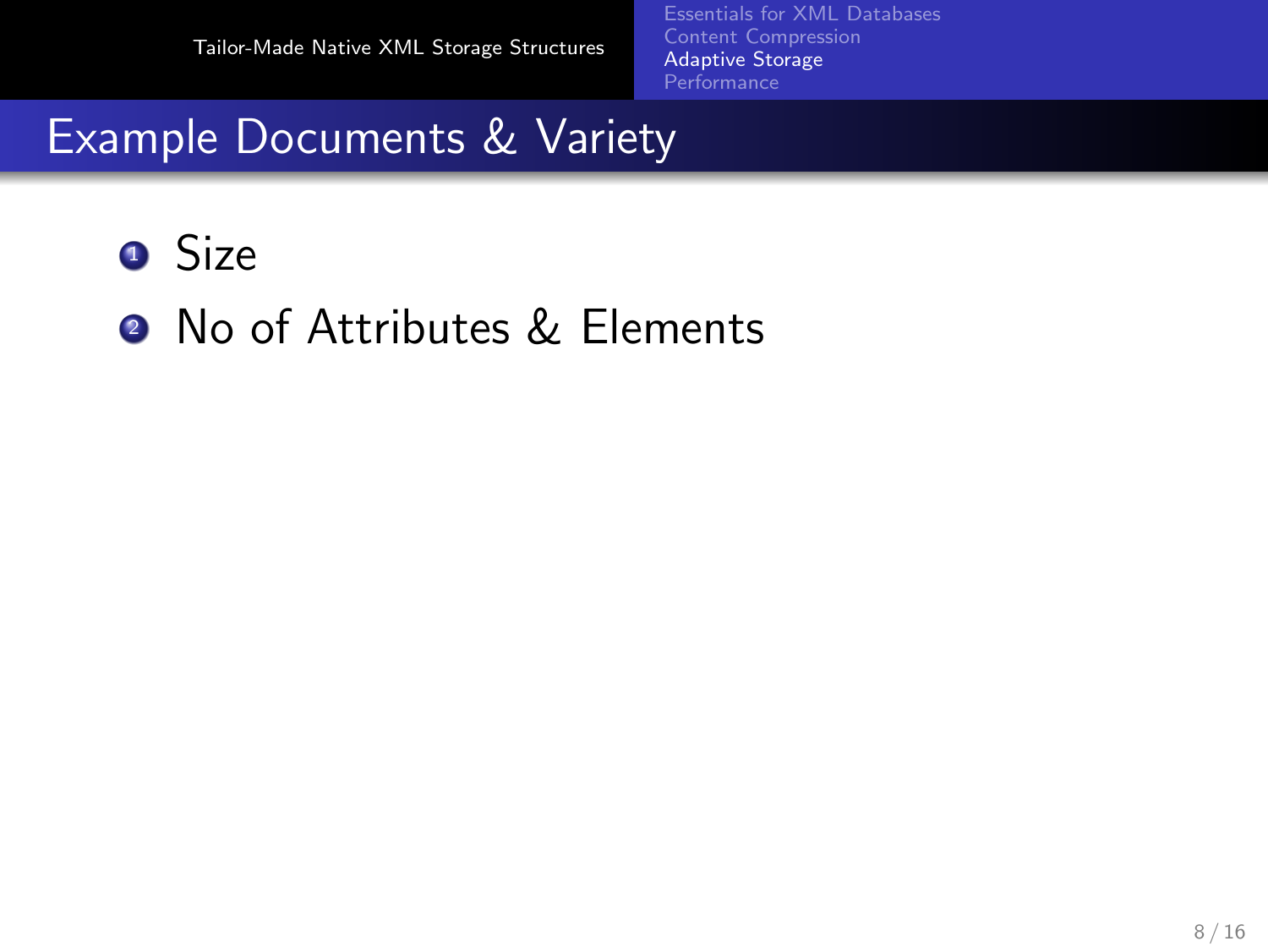# Example Documents & Variety

1. Size
2. No of Attributes & Elements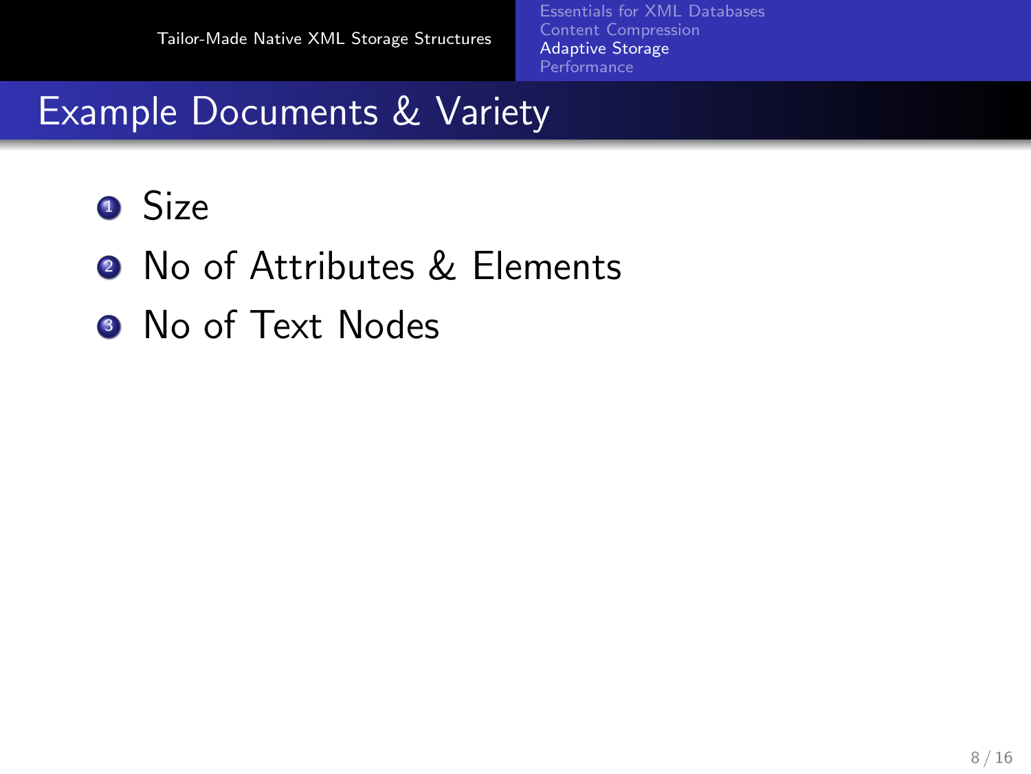## Example Documents & Variety

1. Size
2. No of Attributes & Elements
3. No of Text Nodes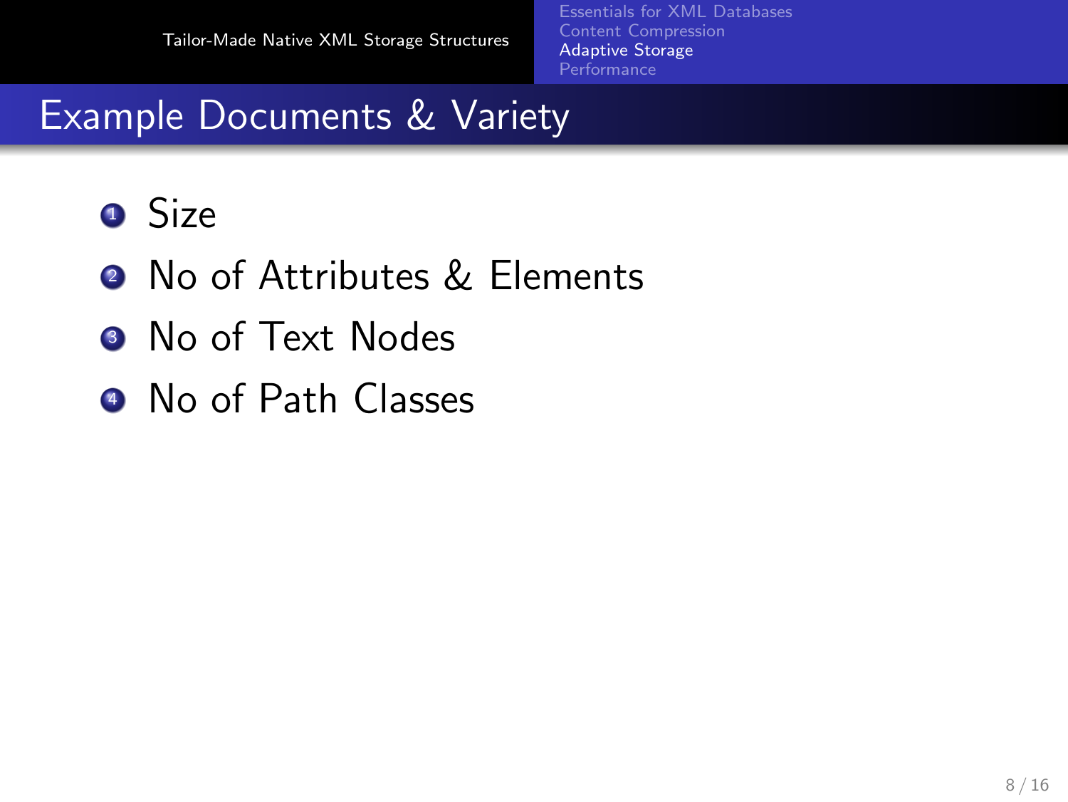## Example Documents & Variety

1. Size
2. No of Attributes & Elements
3. No of Text Nodes
4. No of Path Classes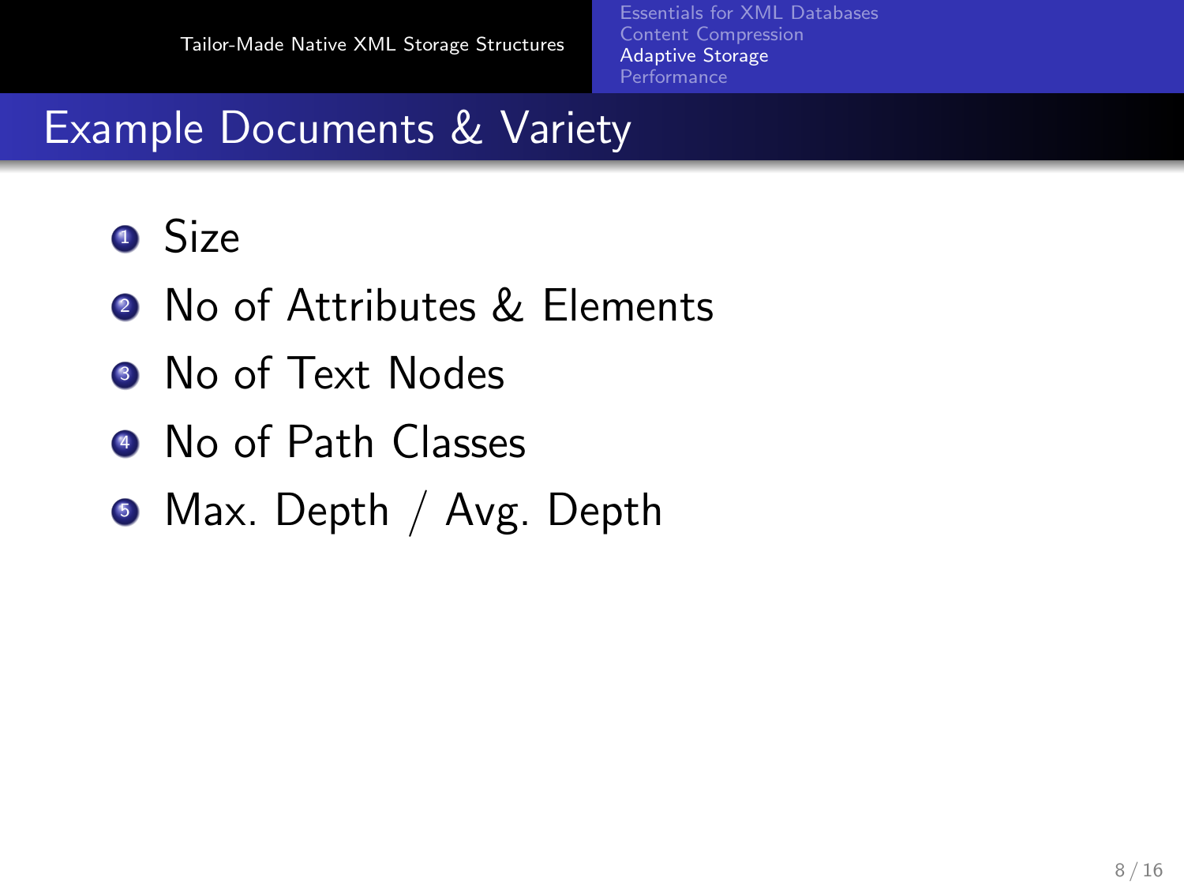## Example Documents & Variety

1. Size
2. No of Attributes & Elements
3. No of Text Nodes
4. No of Path Classes
5. Max. Depth / Avg. Depth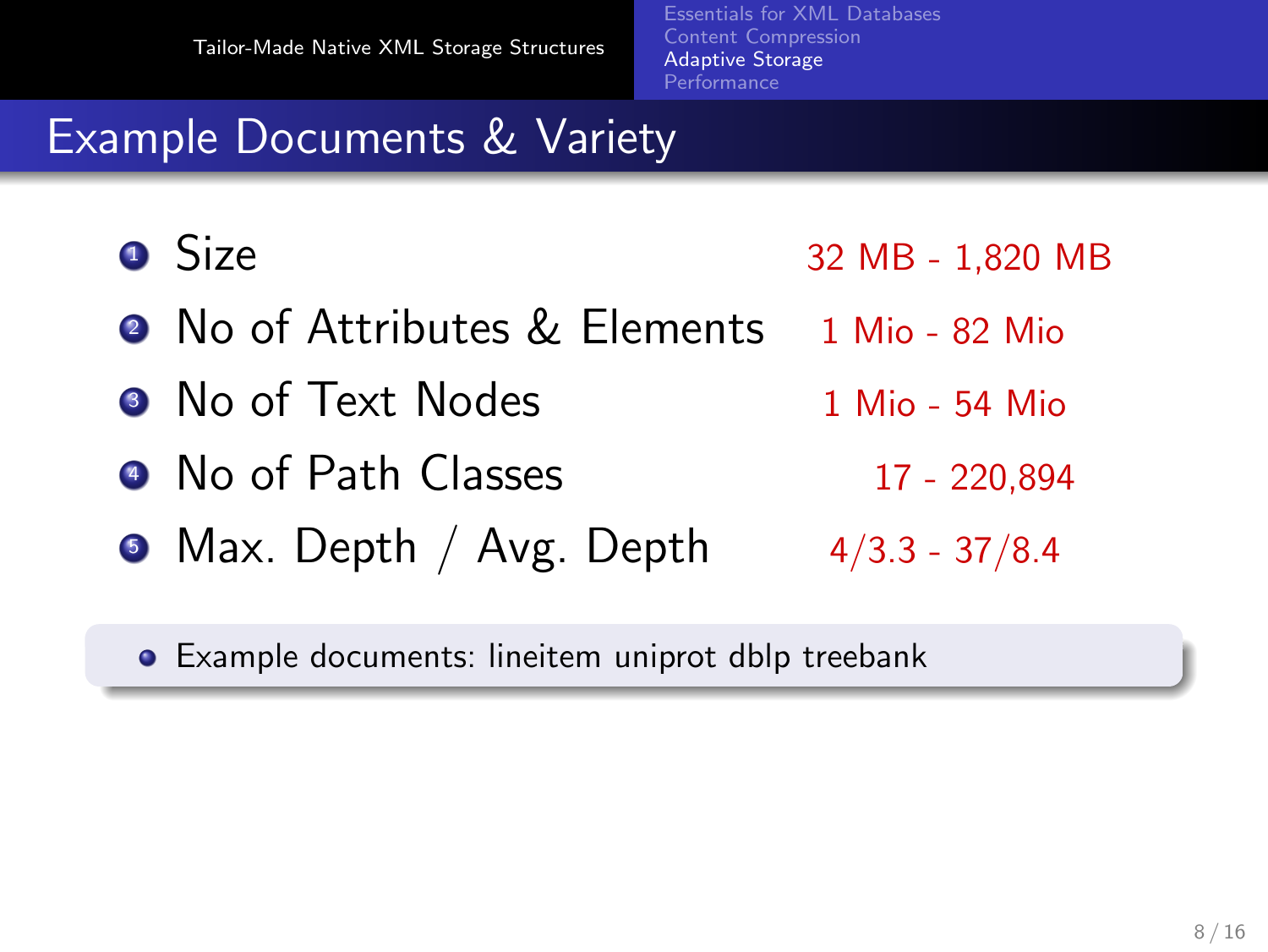## Example Documents & Variety

1. Size — 32 MB - 1,820 MB
2. No of Attributes & Elements — 1 Mio - 82 Mio
3. No of Text Nodes — 1 Mio - 54 Mio
4. No of Path Classes — 17 - 220,894
5. Max. Depth / Avg. Depth — 4/3.3 - 37/8.4

- Example documents: lineitem uniprot dblp treebank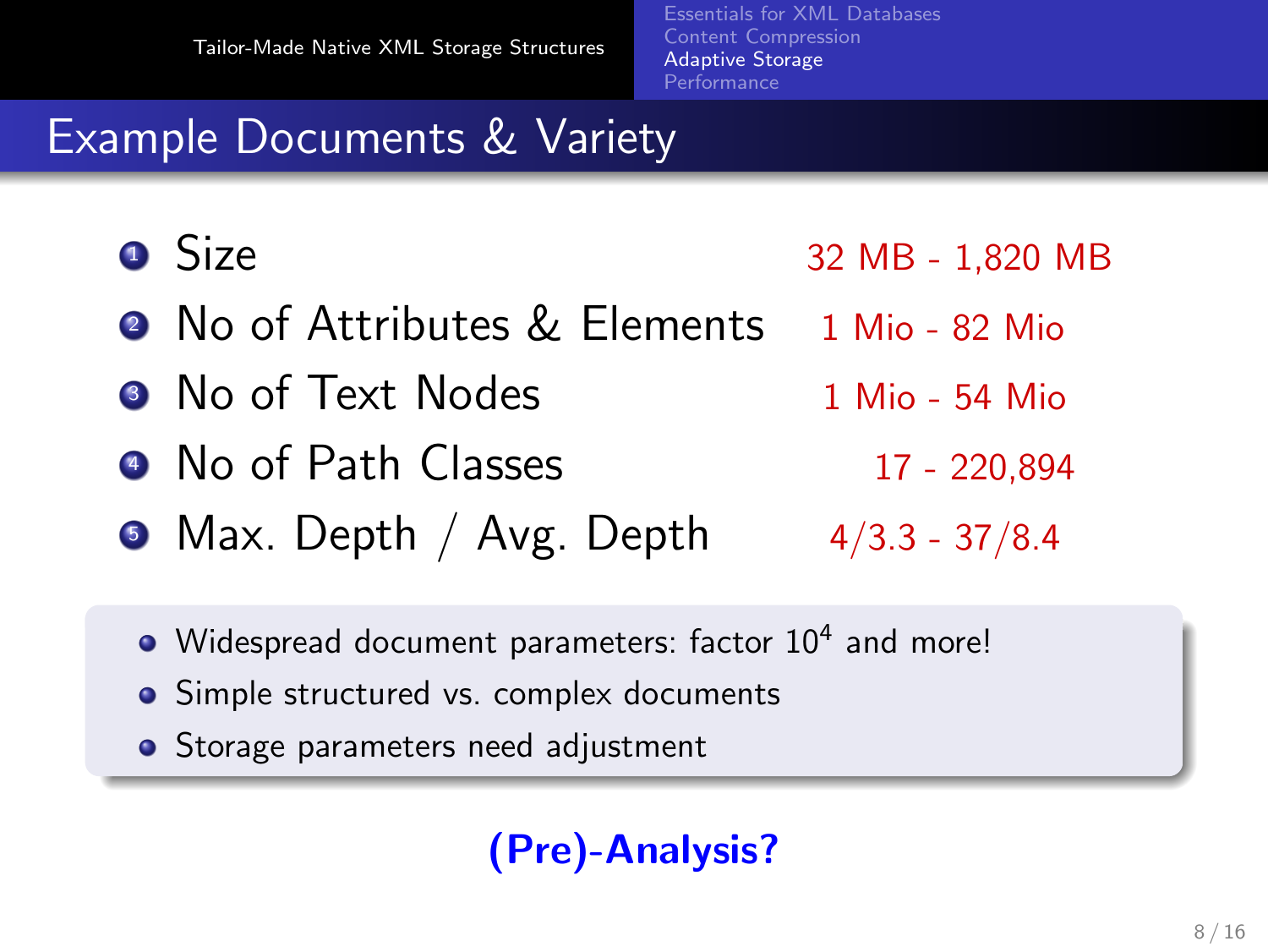## Example Documents & Variety

1. Size — 32 MB - 1,820 MB
2. No of Attributes & Elements — 1 Mio - 82 Mio
3. No of Text Nodes — 1 Mio - 54 Mio
4. No of Path Classes — 17 - 220,894
5. Max. Depth / Avg. Depth — 4/3.3 - 37/8.4

- Widespread document parameters: factor $10^4$ and more!
- Simple structured vs. complex documents
- Storage parameters need adjustment

**(Pre)-Analysis?**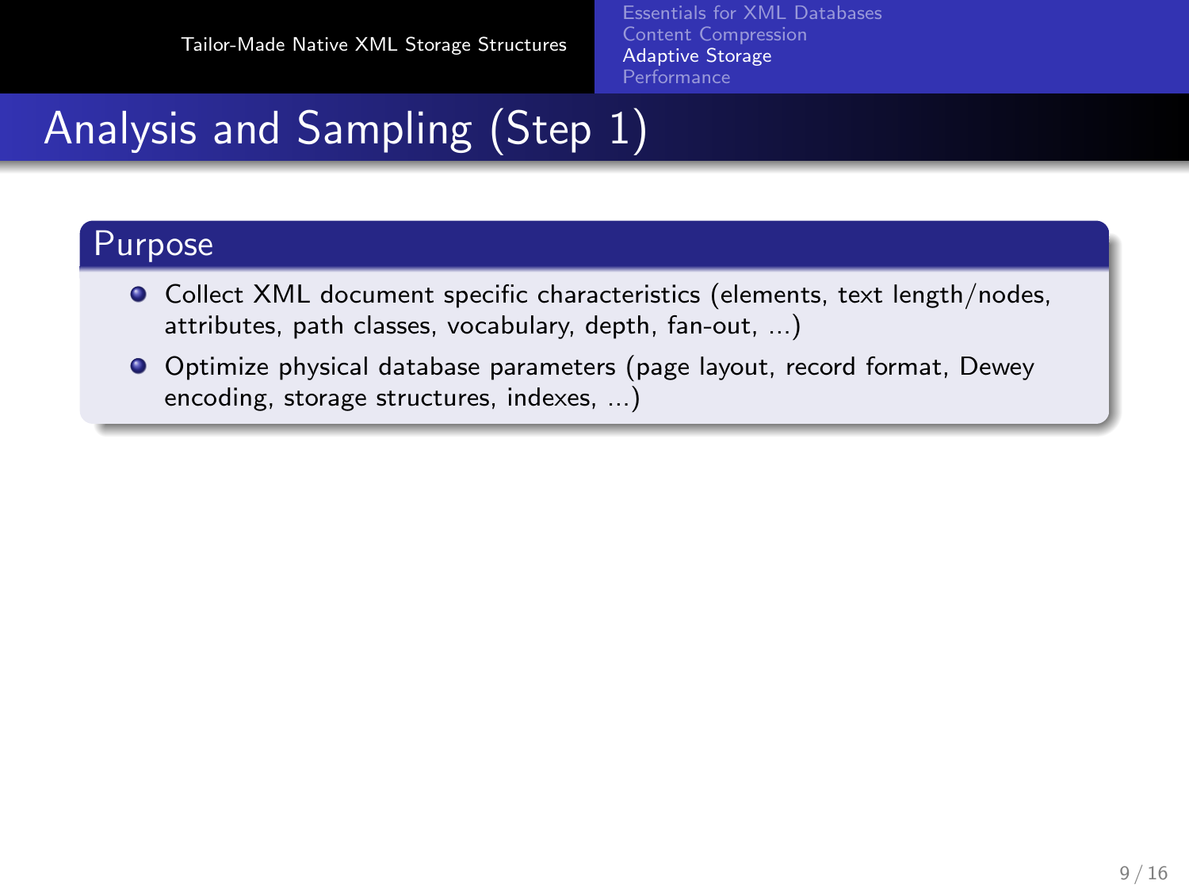# Analysis and Sampling (Step 1)

## Purpose

- Collect XML document specific characteristics (elements, text length/nodes, attributes, path classes, vocabulary, depth, fan-out, ...)
- Optimize physical database parameters (page layout, record format, Dewey encoding, storage structures, indexes, ...)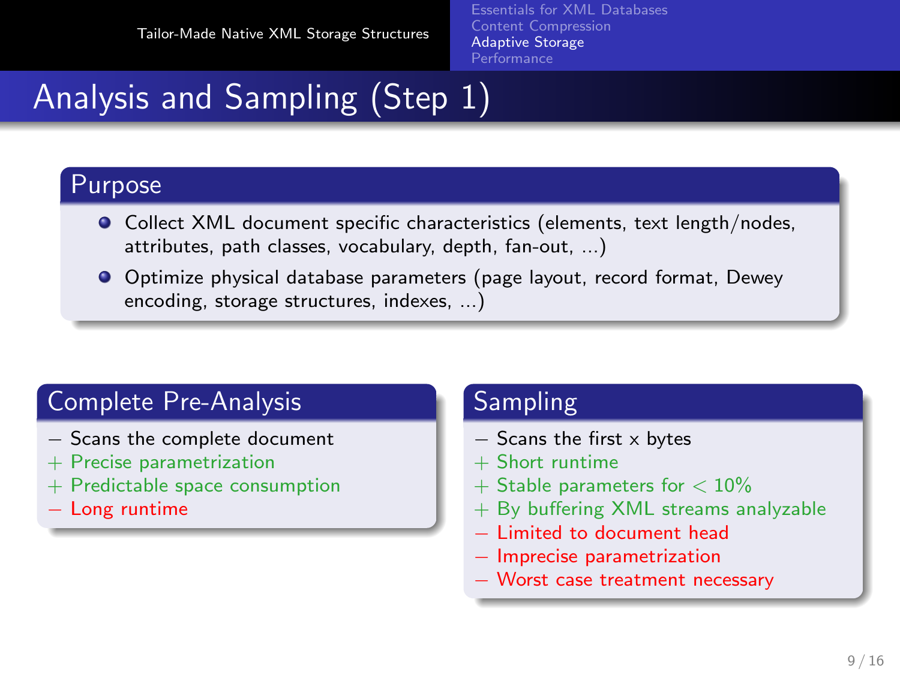# Analysis and Sampling (Step 1)

## Purpose

- Collect XML document specific characteristics (elements, text length/nodes, attributes, path classes, vocabulary, depth, fan-out, ...)
- Optimize physical database parameters (page layout, record format, Dewey encoding, storage structures, indexes, ...)

## Complete Pre-Analysis

– Scans the complete document
+ Precise parametrization
+ Predictable space consumption
– Long runtime

## Sampling

– Scans the first x bytes
+ Short runtime
+ Stable parameters for $< 10\%$
+ By buffering XML streams analyzable
– Limited to document head
– Imprecise parametrization
– Worst case treatment necessary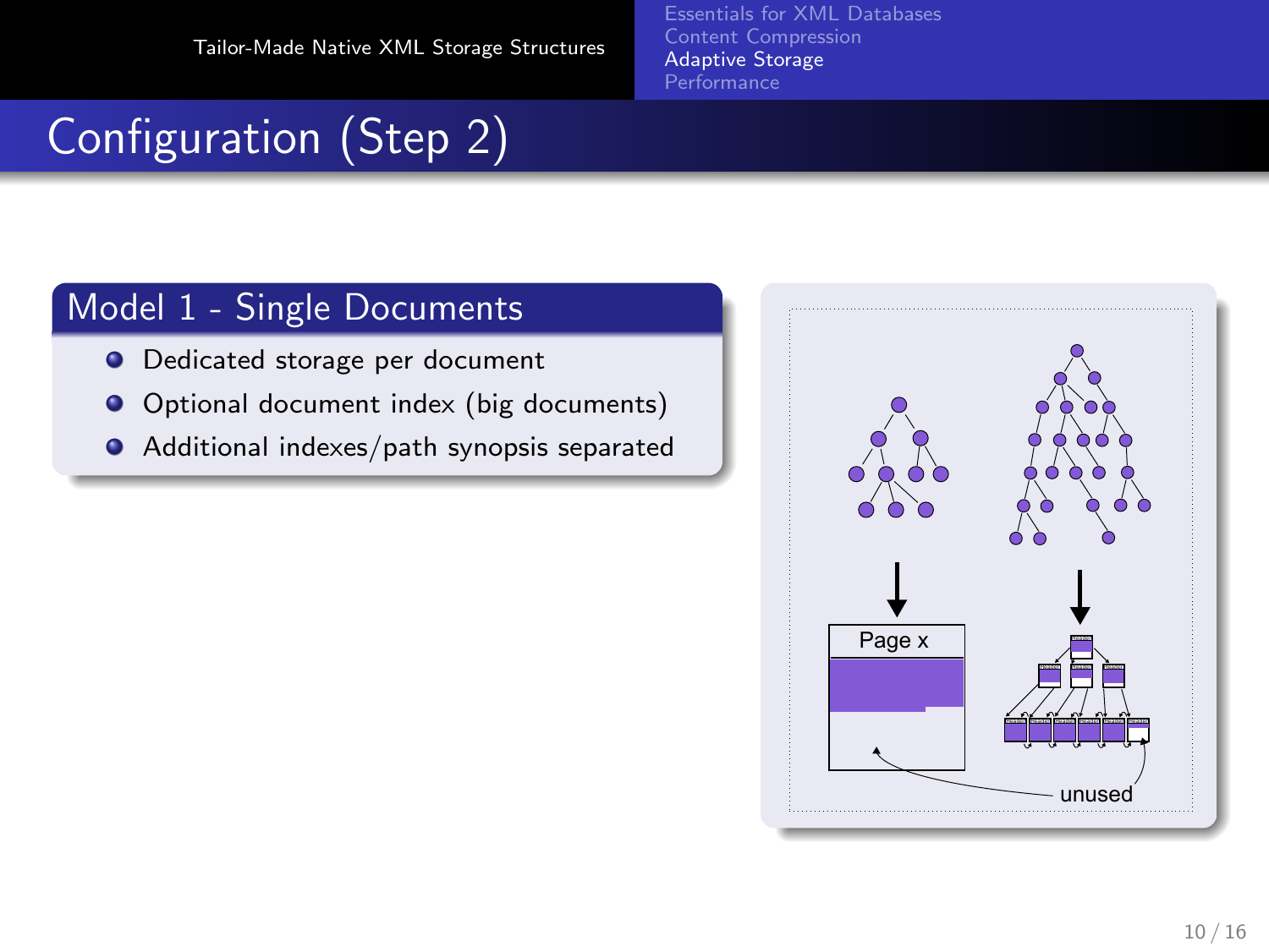# Configuration (Step 2)

## Model 1 - Single Documents

- Dedicated storage per document
- Optional document index (big documents)
- Additional indexes/path synopsis separated

Page x

unused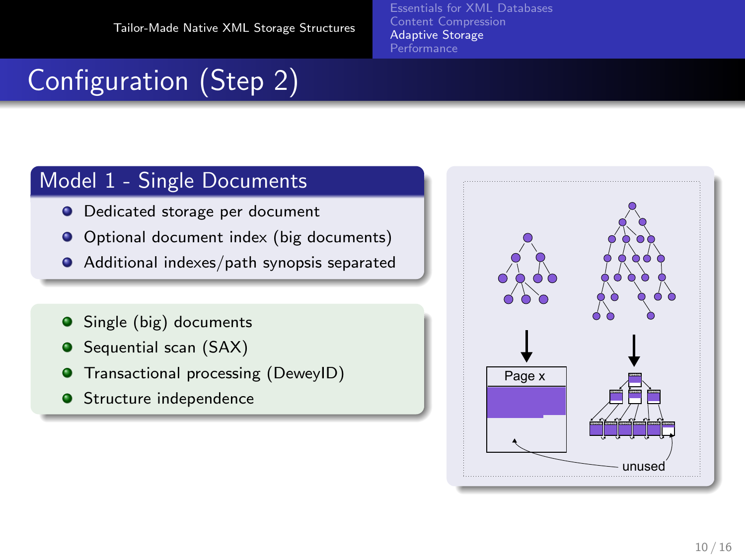# Configuration (Step 2)

## Model 1 - Single Documents

- Dedicated storage per document
- Optional document index (big documents)
- Additional indexes/path synopsis separated

- Single (big) documents
- Sequential scan (SAX)
- Transactional processing (DeweyID)
- Structure independence

Page x

unused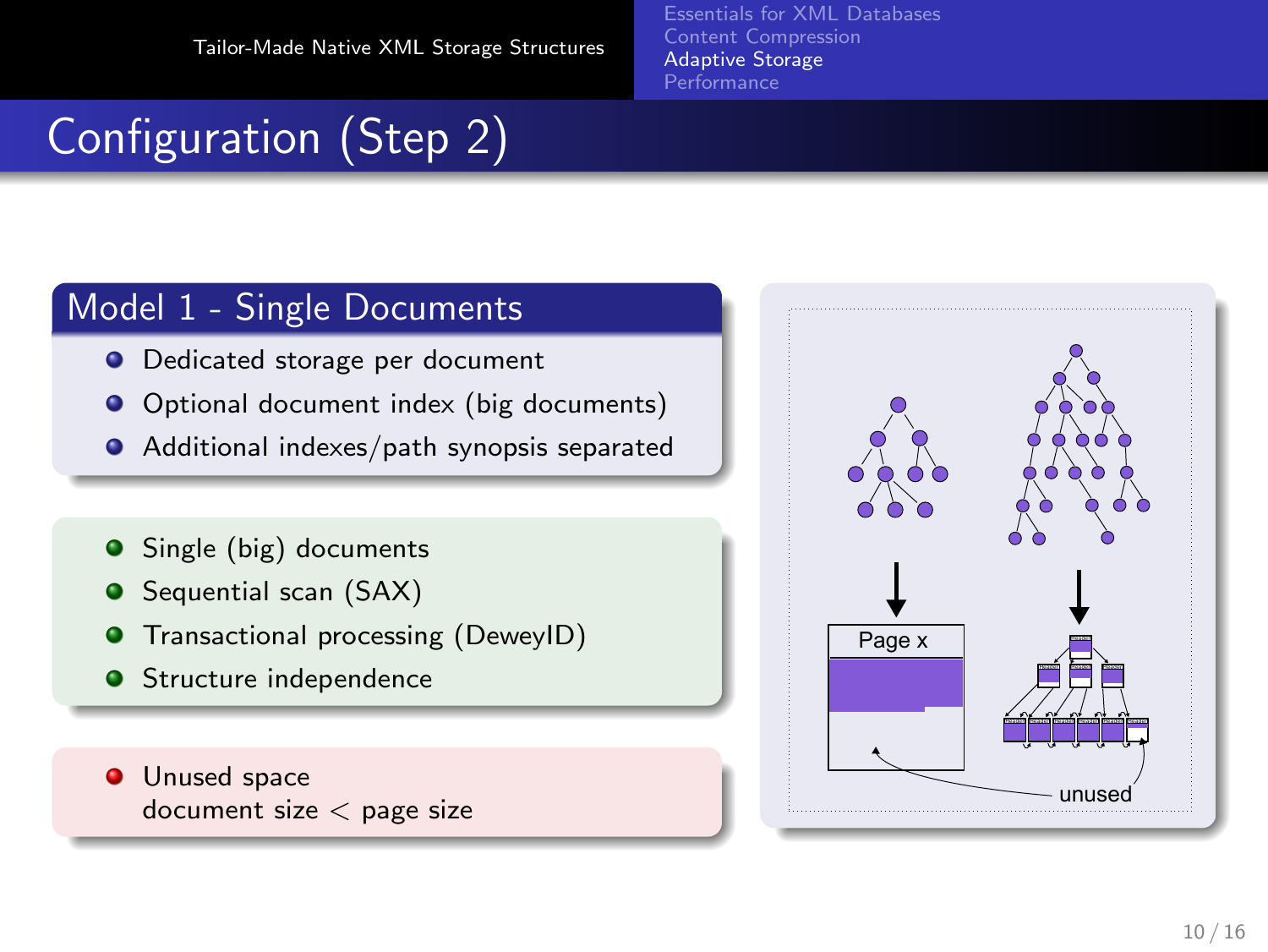# Configuration (Step 2)

## Model 1 - Single Documents

- Dedicated storage per document
- Optional document index (big documents)
- Additional indexes/path synopsis separated

- Single (big) documents
- Sequential scan (SAX)
- Transactional processing (DeweyID)
- Structure independence

- Unused space
  document size < page size

Page x

unused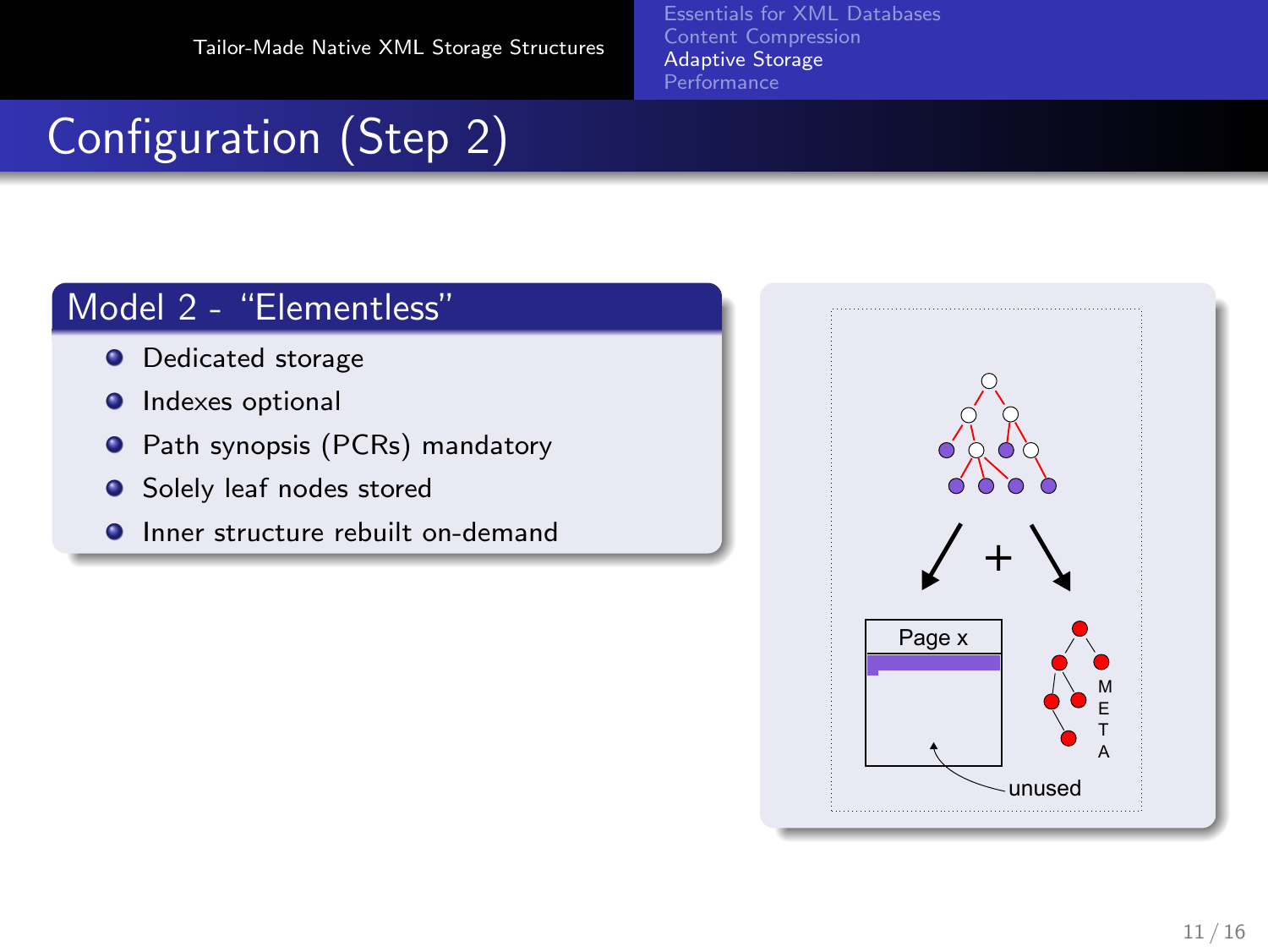# Configuration (Step 2)

## Model 2 - "Elementless"

- Dedicated storage
- Indexes optional
- Path synopsis (PCRs) mandatory
- Solely leaf nodes stored
- Inner structure rebuilt on-demand

+

Page x

unused

M
E
T
A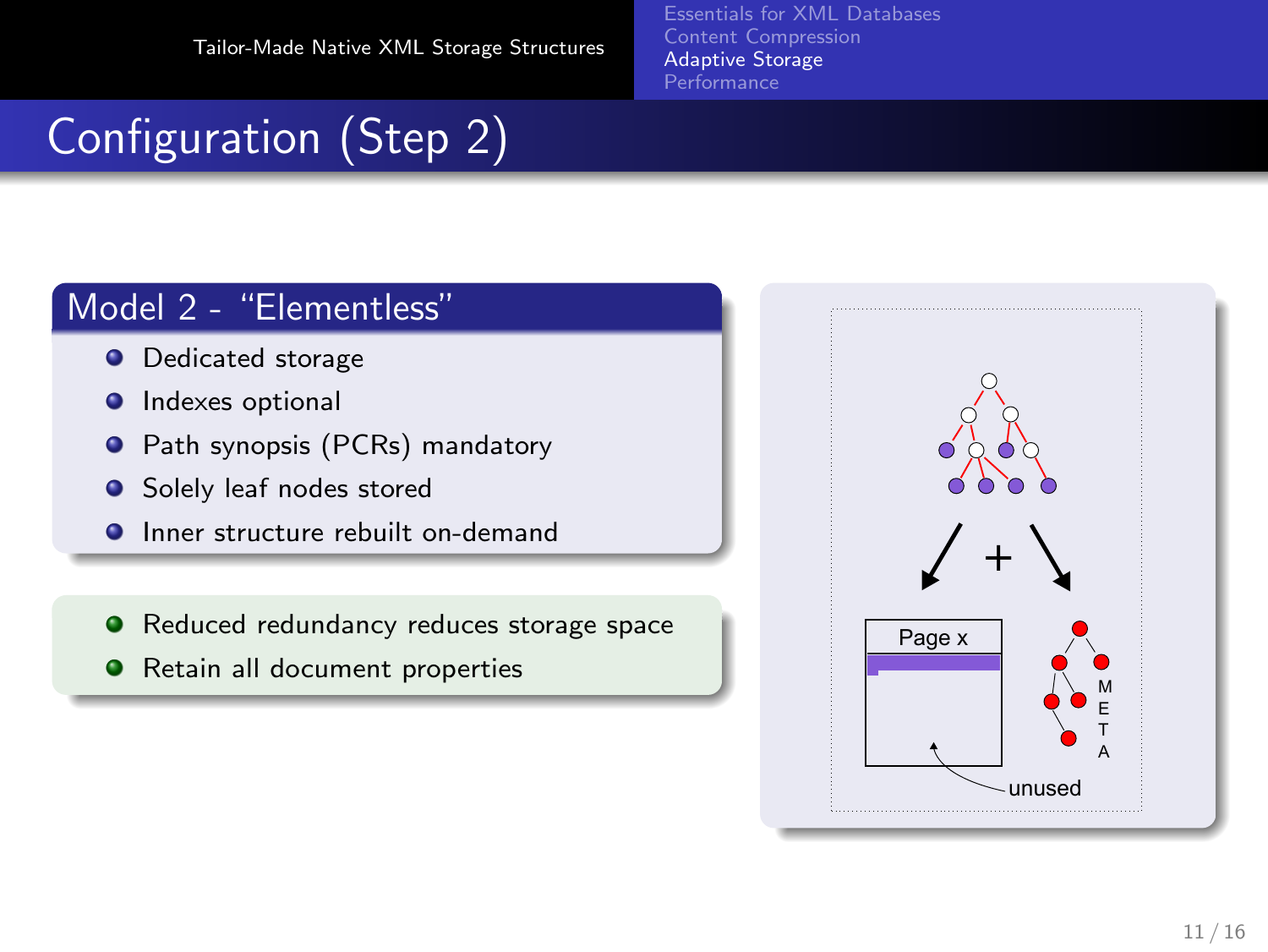# Configuration (Step 2)

## Model 2 - "Elementless"

- Dedicated storage
- Indexes optional
- Path synopsis (PCRs) mandatory
- Solely leaf nodes stored
- Inner structure rebuilt on-demand

- Reduced redundancy reduces storage space
- Retain all document properties

+

Page x

unused

M
E
T
A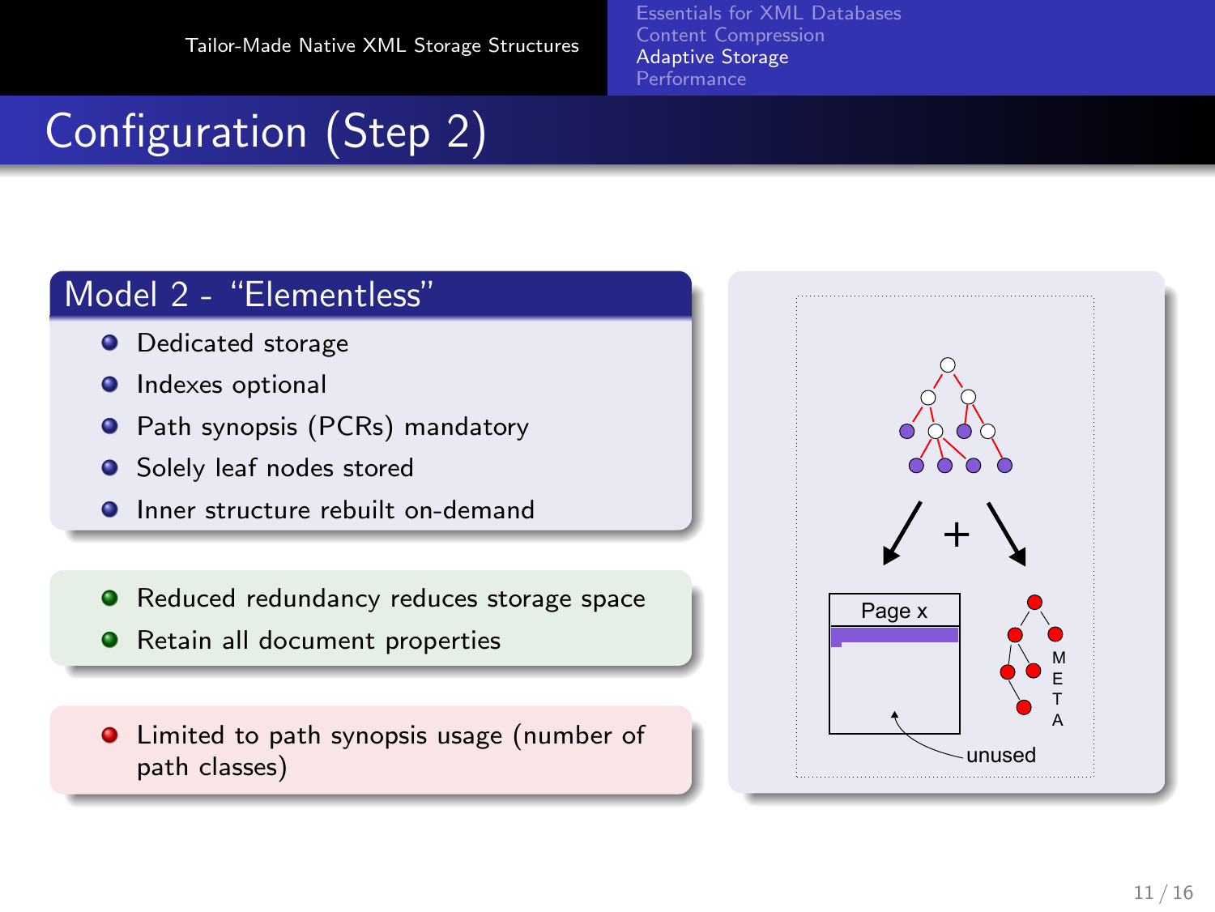# Configuration (Step 2)

## Model 2 - "Elementless"

- Dedicated storage
- Indexes optional
- Path synopsis (PCRs) mandatory
- Solely leaf nodes stored
- Inner structure rebuilt on-demand

- Reduced redundancy reduces storage space
- Retain all document properties

- Limited to path synopsis usage (number of path classes)

Page x

M
E
T
A

unused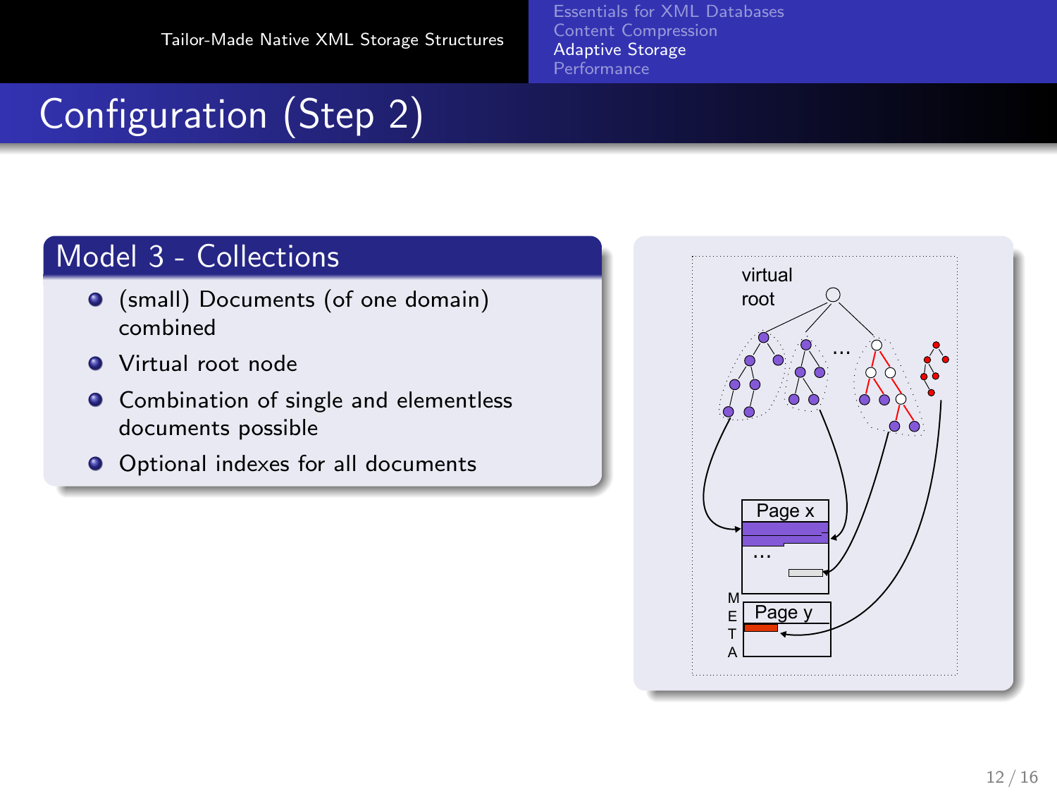# Configuration (Step 2)

## Model 3 - Collections

- (small) Documents (of one domain) combined
- Virtual root node
- Combination of single and elementless documents possible
- Optional indexes for all documents

virtual root

...

Page x

...

M E T A

Page y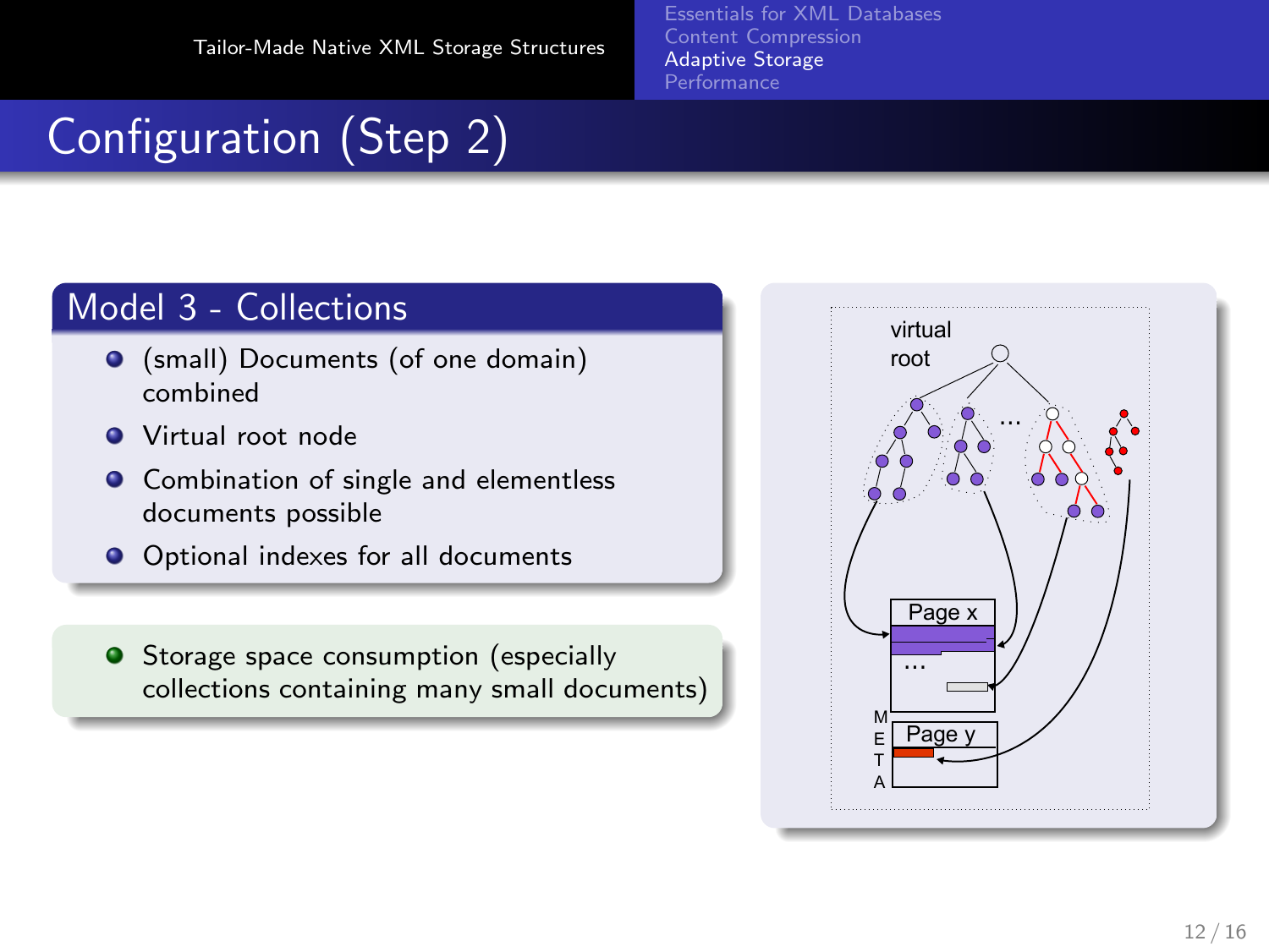# Configuration (Step 2)

## Model 3 - Collections

- (small) Documents (of one domain) combined
- Virtual root node
- Combination of single and elementless documents possible
- Optional indexes for all documents

- Storage space consumption (especially collections containing many small documents)

virtual root

Page x

...

M E T A

Page y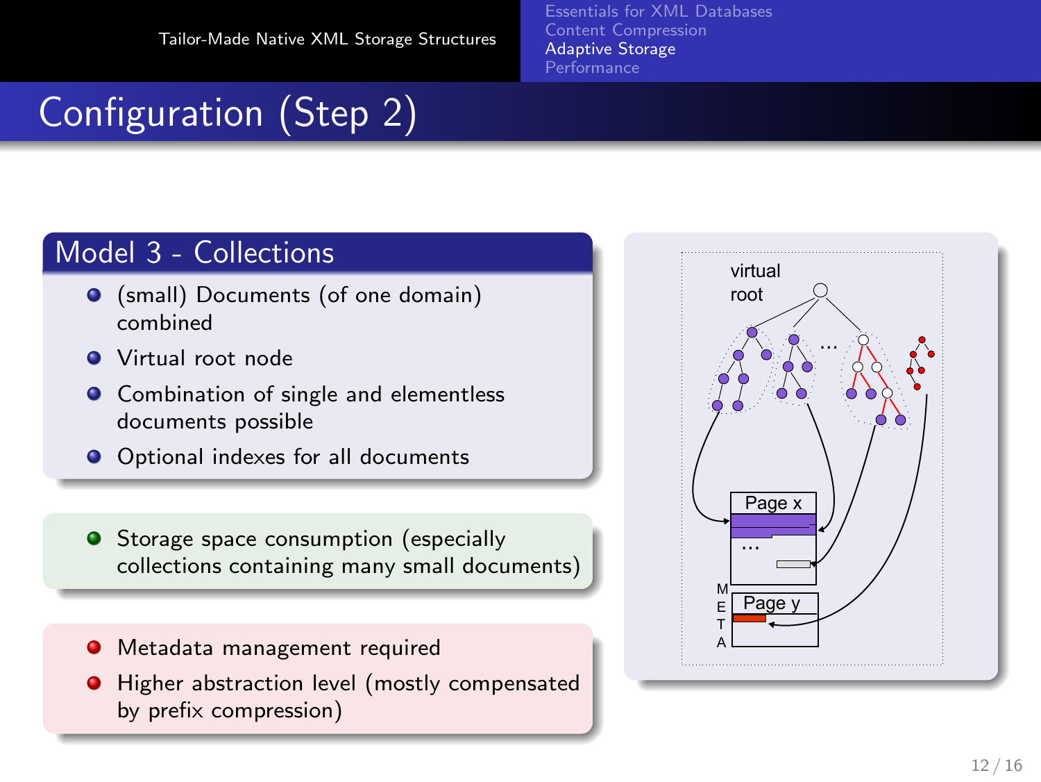# Configuration (Step 2)

## Model 3 - Collections

- (small) Documents (of one domain) combined
- Virtual root node
- Combination of single and elementless documents possible
- Optional indexes for all documents

- Storage space consumption (especially collections containing many small documents)

- Metadata management required
- Higher abstraction level (mostly compensated by prefix compression)

virtual root

...

Page x

...

META

Page y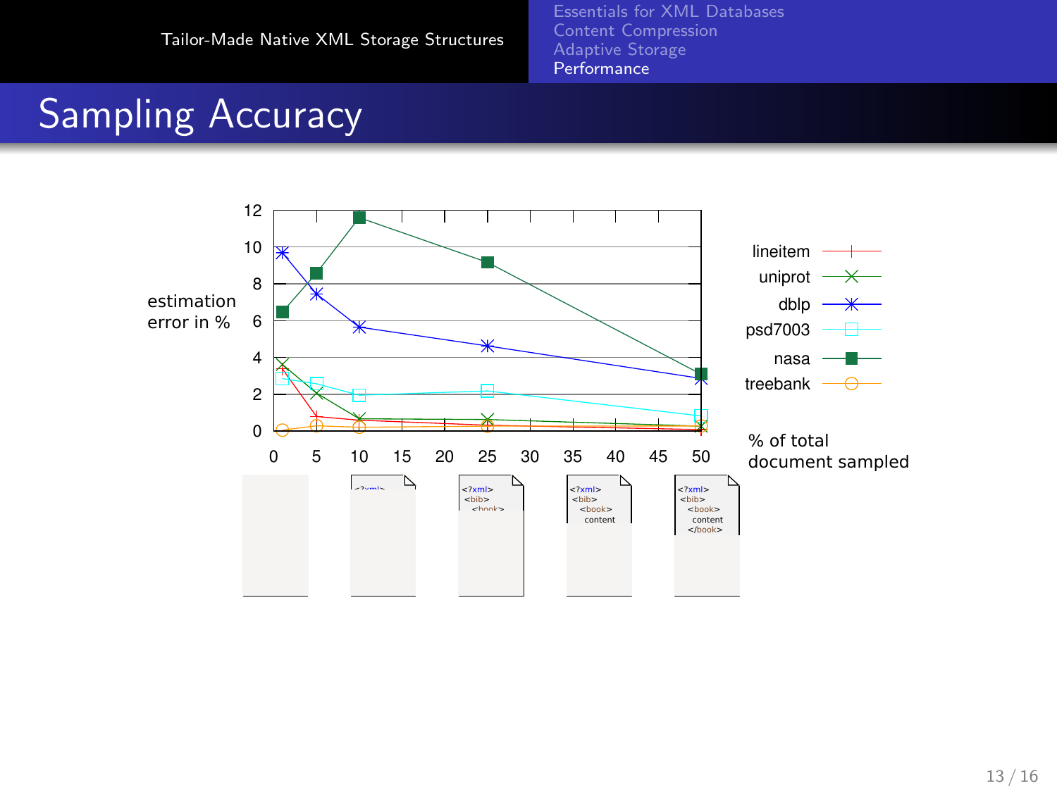# Sampling Accuracy

estimation error in %

12
10
8
6
4
2
0

0 5 10 15 20 25 30 35 40 45 50

% of total document sampled

lineitem
uniprot
dblp
psd7003
nasa
treebank

<?xml>
<bib>
<book>
content
</book>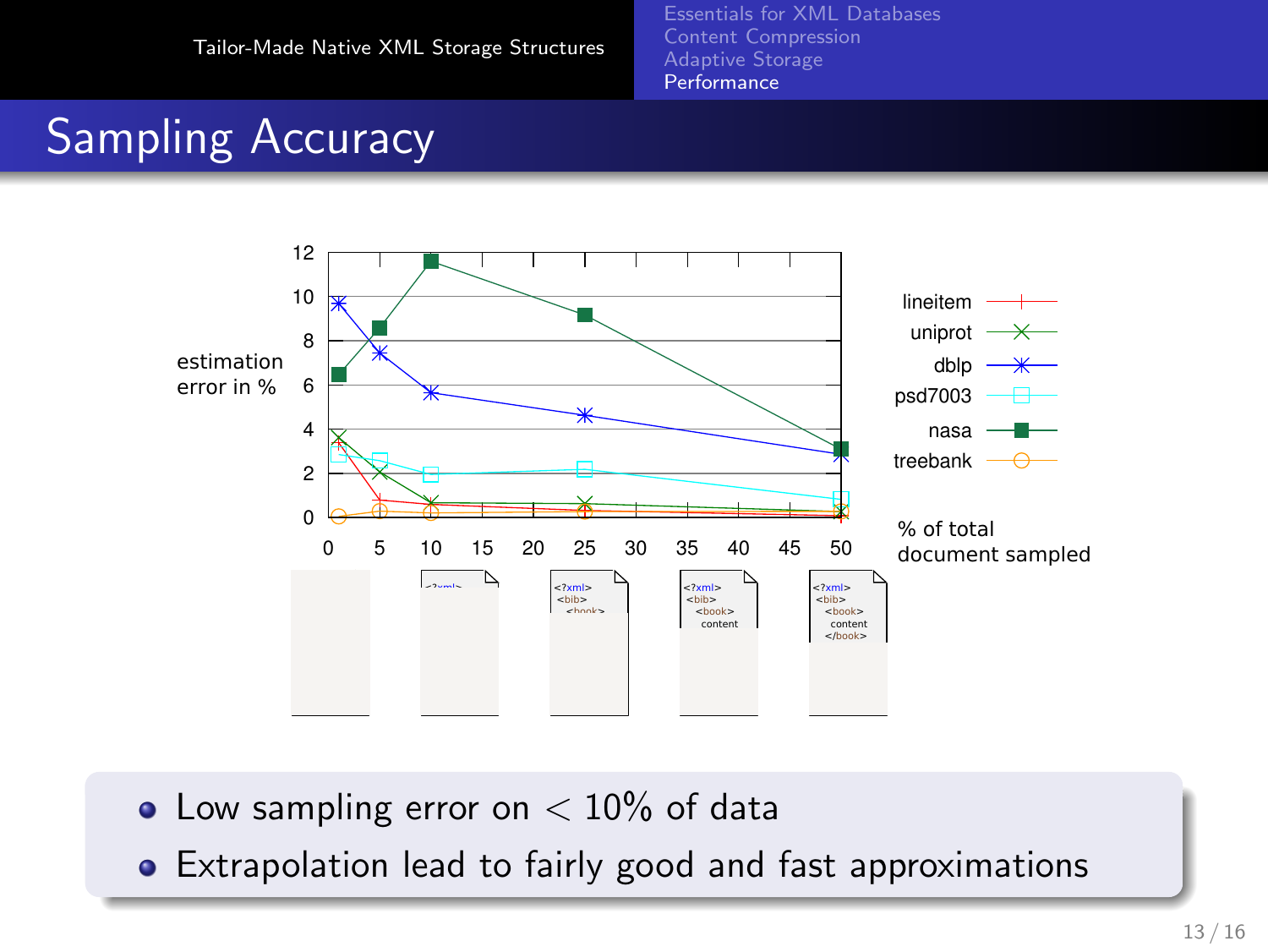# Sampling Accuracy

estimation error in %

12
10
8
6
4
2
0

0 5 10 15 20 25 30 35 40 45 50

% of total document sampled

lineitem
uniprot
dblp
psd7003
nasa
treebank

<?xml>
<bib>
<book>
content
</book>

- Low sampling error on $< 10\%$ of data
- Extrapolation lead to fairly good and fast approximations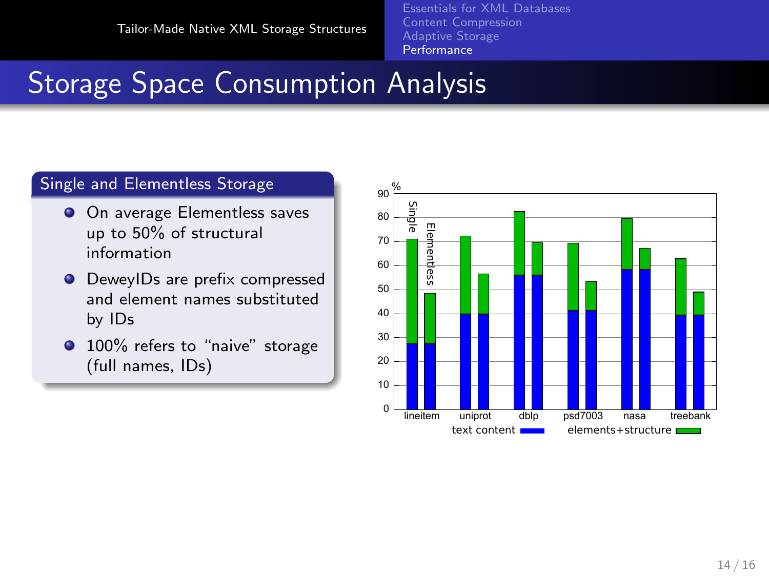# Storage Space Consumption Analysis

## Single and Elementless Storage

- On average Elementless saves up to 50% of structural information
- DeweyIDs are prefix compressed and element names substituted by IDs
- 100% refers to "naive" storage (full names, IDs)

%

90
80
70
60
50
40
30
20
10
0

Single
Elementless

lineitem
uniprot
dblp
psd7003
nasa
treebank

text content
elements+structure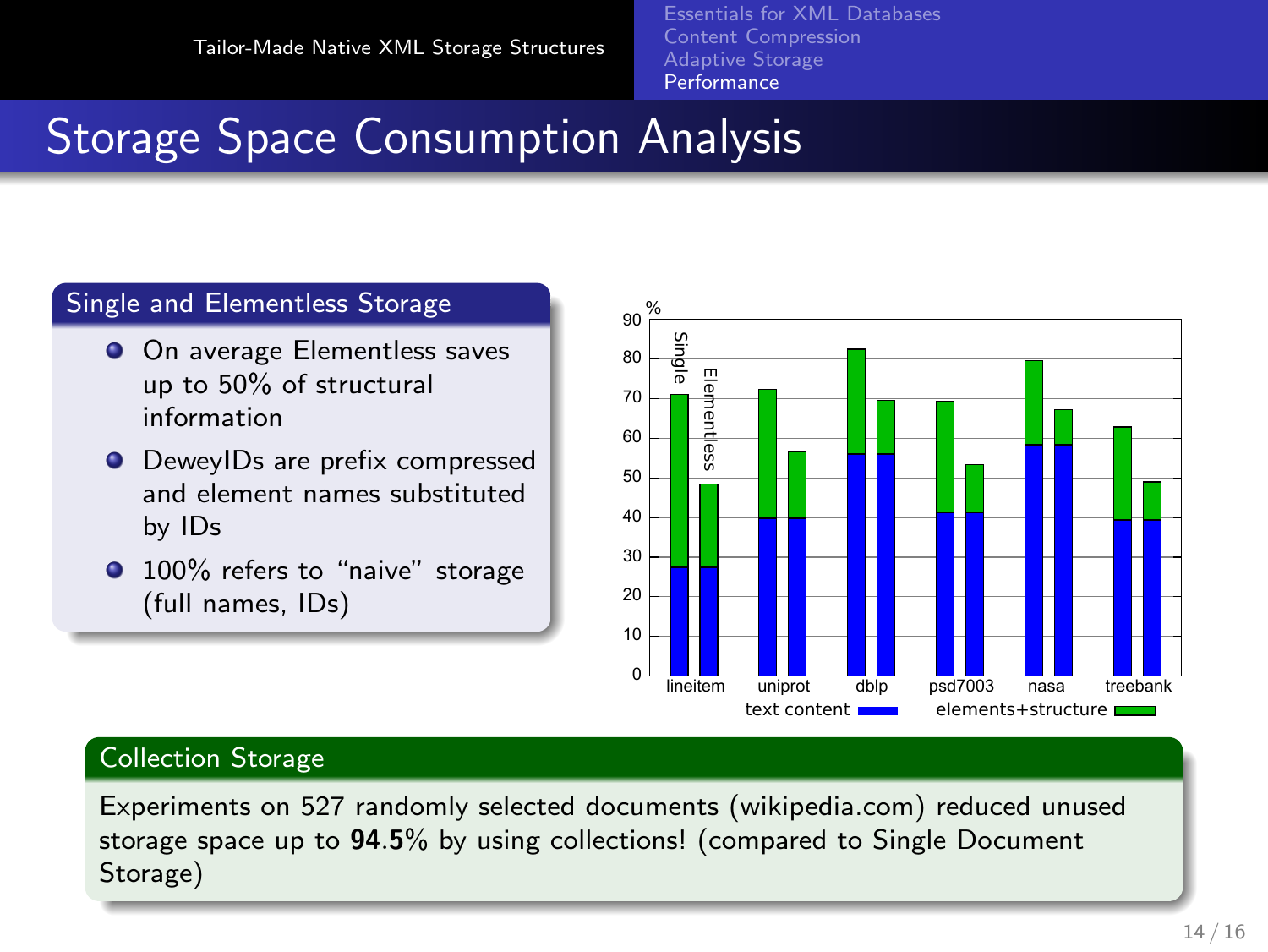# Storage Space Consumption Analysis

## Single and Elementless Storage

- On average Elementless saves up to 50% of structural information
- DeweyIDs are prefix compressed and element names substituted by IDs
- 100% refers to "naive" storage (full names, IDs)

## Collection Storage

Experiments on 527 randomly selected documents (wikipedia.com) reduced unused storage space up to **94.5%** by using collections! (compared to Single Document Storage)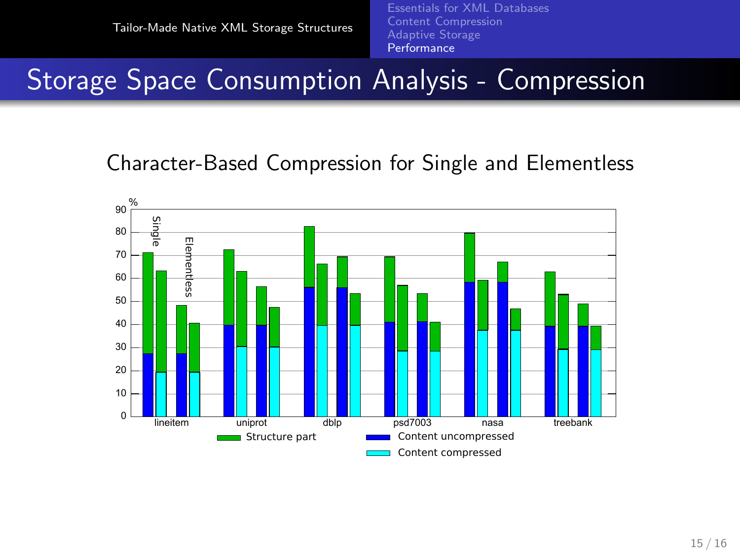# Storage Space Consumption Analysis - Compression

Character-Based Compression for Single and Elementless

%
90
80
70
60
50
40
30
20
10
0

Single
Elementless

lineitem
uniprot
dblp
psd7003
nasa
treebank

Structure part
Content uncompressed
Content compressed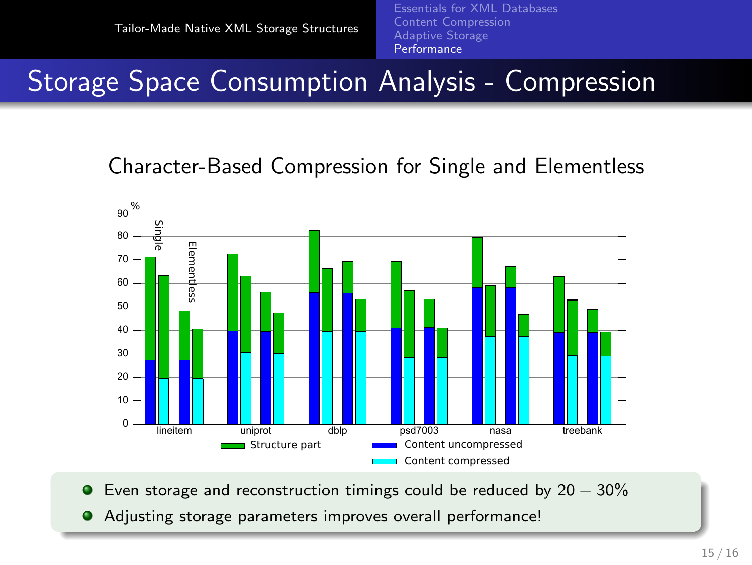# Storage Space Consumption Analysis - Compression

## Character-Based Compression for Single and Elementless

%
90
80
70
60
50
40
30
20
10
0

Single
Elementless

lineitem
uniprot
dblp
psd7003
nasa
treebank

Structure part
Content uncompressed
Content compressed

- Even storage and reconstruction timings could be reduced by 20 – 30%
- Adjusting storage parameters improves overall performance!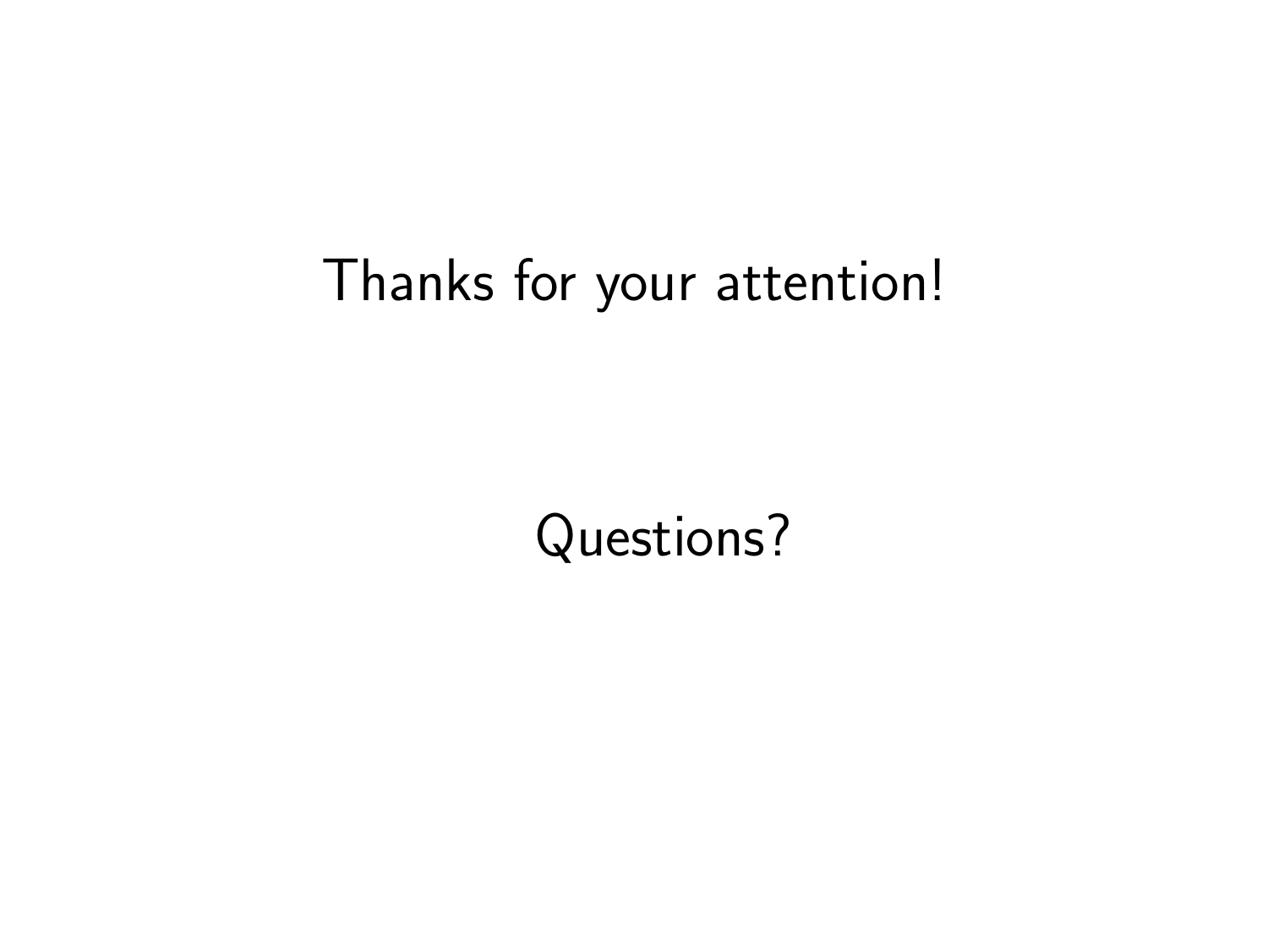Thanks for your attention!

Questions?